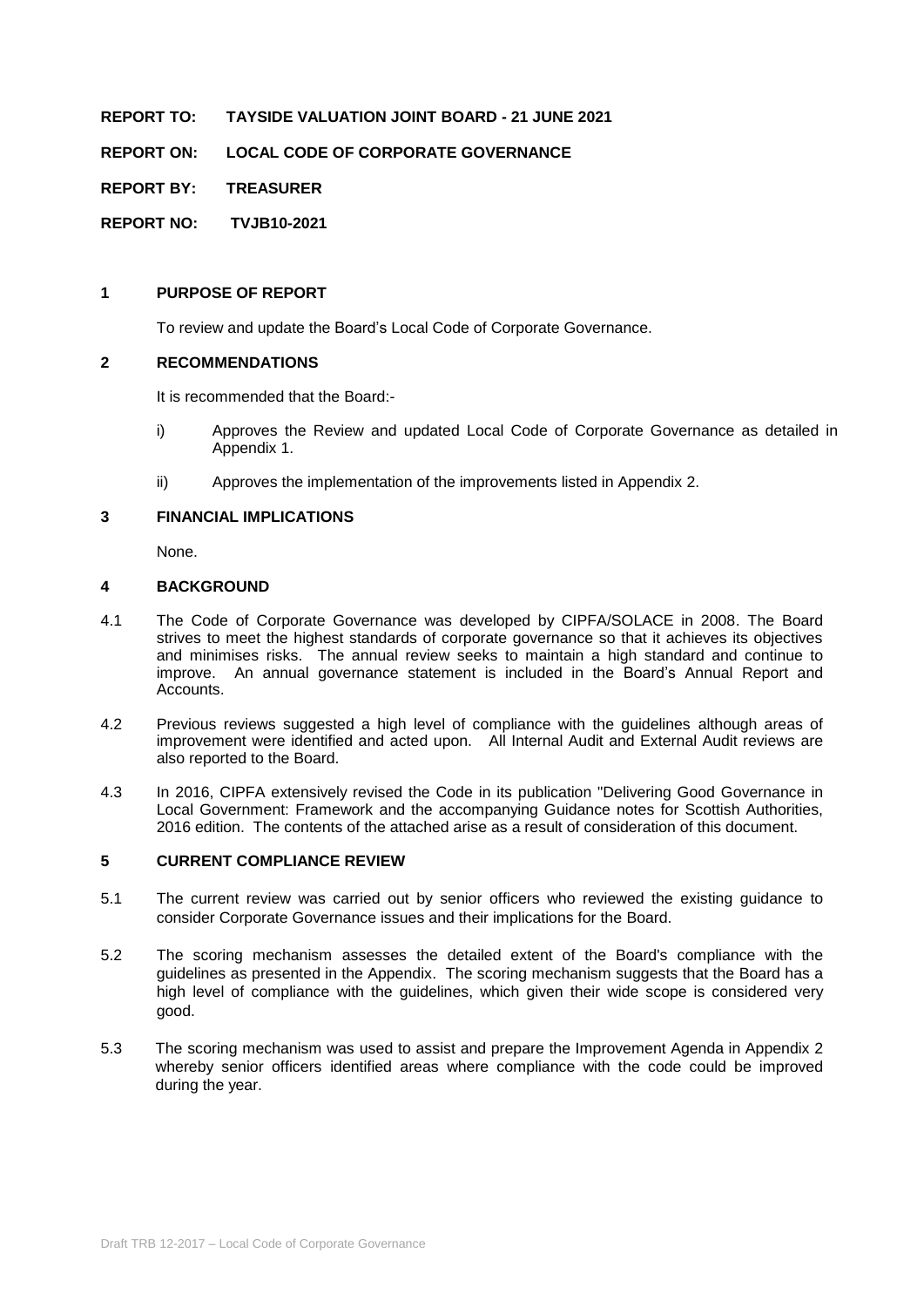**REPORT TO: TAYSIDE VALUATION JOINT BOARD - 21 JUNE 2021**

**REPORT ON: LOCAL CODE OF CORPORATE GOVERNANCE**

**REPORT BY: TREASURER**

**REPORT NO: TVJB10-2021**

## 1 PURPOSE OF REPORT

To review and update the Board's Local Code of Corporate Governance.

## 2 RECOMMENDATIONS

It is recommended that the Board:-

i) Approves the Review and updated Local Code of Corporate Governance as detailed in Appendix 1.

ii) Approves the implementation of the improvements listed in Appendix 2.

## 3 FINANCIAL IMPLICATIONS

None.

## 4 BACKGROUND

4.1 The Code of Corporate Governance was developed by CIPFA/SOLACE in 2008. The Board strives to meet the highest standards of corporate governance so that it achieves its objectives and minimises risks. The annual review seeks to maintain a high standard and continue to improve. An annual governance statement is included in the Board's Annual Report and Accounts.

4.2 Previous reviews suggested a high level of compliance with the guidelines although areas of improvement were identified and acted upon. All Internal Audit and External Audit reviews are also reported to the Board.

4.3 In 2016, CIPFA extensively revised the Code in its publication "Delivering Good Governance in Local Government: Framework and the accompanying Guidance notes for Scottish Authorities, 2016 edition. The contents of the attached arise as a result of consideration of this document.

## 5 CURRENT COMPLIANCE REVIEW

5.1 The current review was carried out by senior officers who reviewed the existing guidance to consider Corporate Governance issues and their implications for the Board.

5.2 The scoring mechanism assesses the detailed extent of the Board's compliance with the guidelines as presented in the Appendix. The scoring mechanism suggests that the Board has a high level of compliance with the guidelines, which given their wide scope is considered very good.

5.3 The scoring mechanism was used to assist and prepare the Improvement Agenda in Appendix 2 whereby senior officers identified areas where compliance with the code could be improved during the year.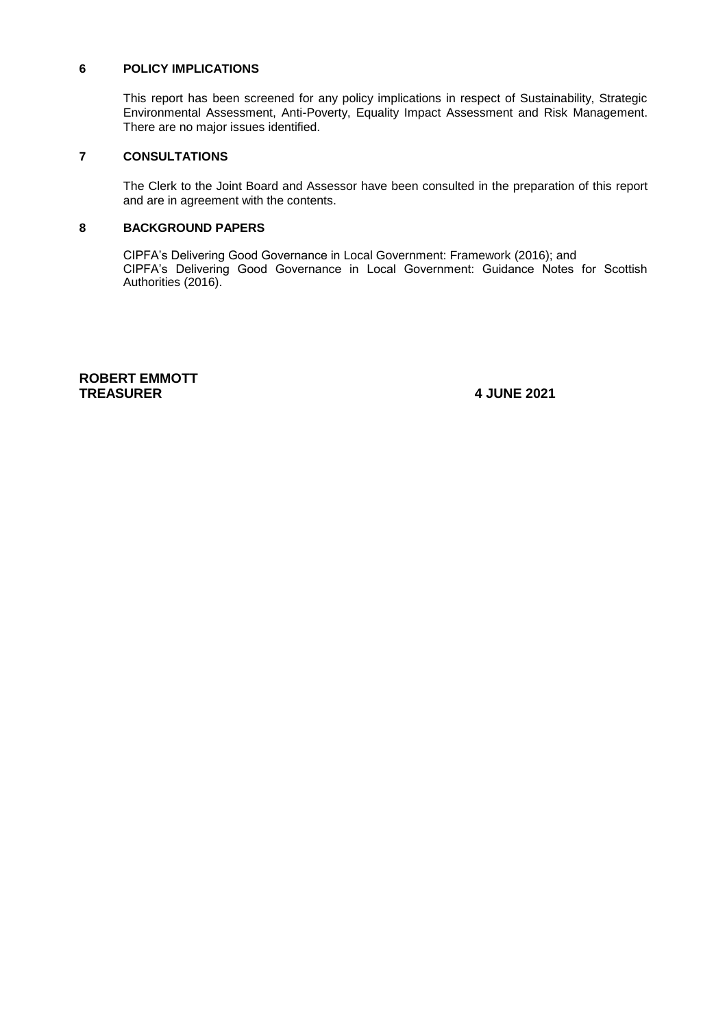## 6 POLICY IMPLICATIONS

This report has been screened for any policy implications in respect of Sustainability, Strategic Environmental Assessment, Anti-Poverty, Equality Impact Assessment and Risk Management. There are no major issues identified.

## 7 CONSULTATIONS

The Clerk to the Joint Board and Assessor have been consulted in the preparation of this report and are in agreement with the contents.

## 8 BACKGROUND PAPERS

CIPFA's Delivering Good Governance in Local Government: Framework (2016); and
CIPFA's Delivering Good Governance in Local Government: Guidance Notes for Scottish Authorities (2016).

**ROBERT EMMOTT**
**TREASURER** **4 JUNE 2021**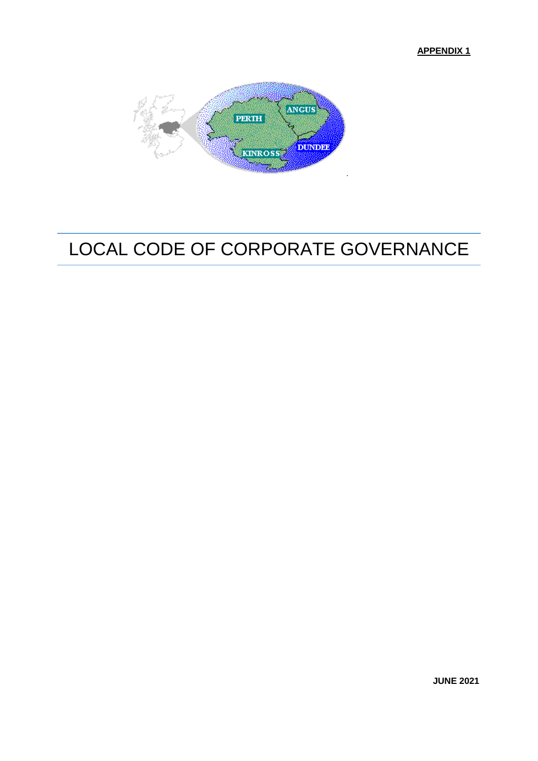**APPENDIX 1**

# LOCAL CODE OF CORPORATE GOVERNANCE

**JUNE 2021**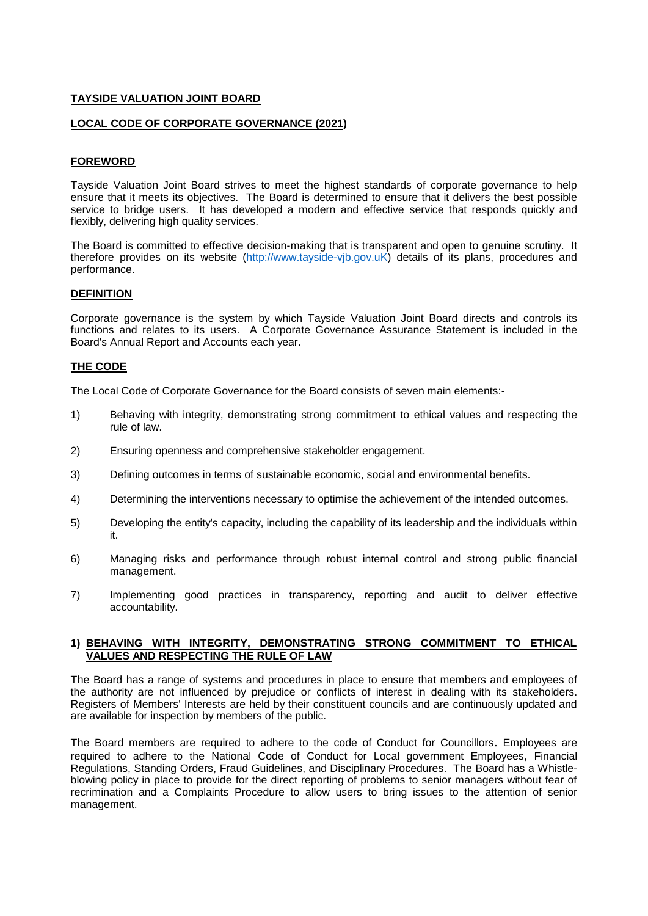**TAYSIDE VALUATION JOINT BOARD**

**LOCAL CODE OF CORPORATE GOVERNANCE (2021)**

**FOREWORD**

Tayside Valuation Joint Board strives to meet the highest standards of corporate governance to help ensure that it meets its objectives. The Board is determined to ensure that it delivers the best possible service to bridge users. It has developed a modern and effective service that responds quickly and flexibly, delivering high quality services.

The Board is committed to effective decision-making that is transparent and open to genuine scrutiny. It therefore provides on its website (http://www.tayside-vjb.gov.uK) details of its plans, procedures and performance.

**DEFINITION**

Corporate governance is the system by which Tayside Valuation Joint Board directs and controls its functions and relates to its users. A Corporate Governance Assurance Statement is included in the Board's Annual Report and Accounts each year.

**THE CODE**

The Local Code of Corporate Governance for the Board consists of seven main elements:-

1) Behaving with integrity, demonstrating strong commitment to ethical values and respecting the rule of law.

2) Ensuring openness and comprehensive stakeholder engagement.

3) Defining outcomes in terms of sustainable economic, social and environmental benefits.

4) Determining the interventions necessary to optimise the achievement of the intended outcomes.

5) Developing the entity's capacity, including the capability of its leadership and the individuals within it.

6) Managing risks and performance through robust internal control and strong public financial management.

7) Implementing good practices in transparency, reporting and audit to deliver effective accountability.

**1) BEHAVING WITH INTEGRITY, DEMONSTRATING STRONG COMMITMENT TO ETHICAL VALUES AND RESPECTING THE RULE OF LAW**

The Board has a range of systems and procedures in place to ensure that members and employees of the authority are not influenced by prejudice or conflicts of interest in dealing with its stakeholders. Registers of Members' Interests are held by their constituent councils and are continuously updated and are available for inspection by members of the public.

The Board members are required to adhere to the code of Conduct for Councillors. Employees are required to adhere to the National Code of Conduct for Local government Employees, Financial Regulations, Standing Orders, Fraud Guidelines, and Disciplinary Procedures. The Board has a Whistle-blowing policy in place to provide for the direct reporting of problems to senior managers without fear of recrimination and a Complaints Procedure to allow users to bring issues to the attention of senior management.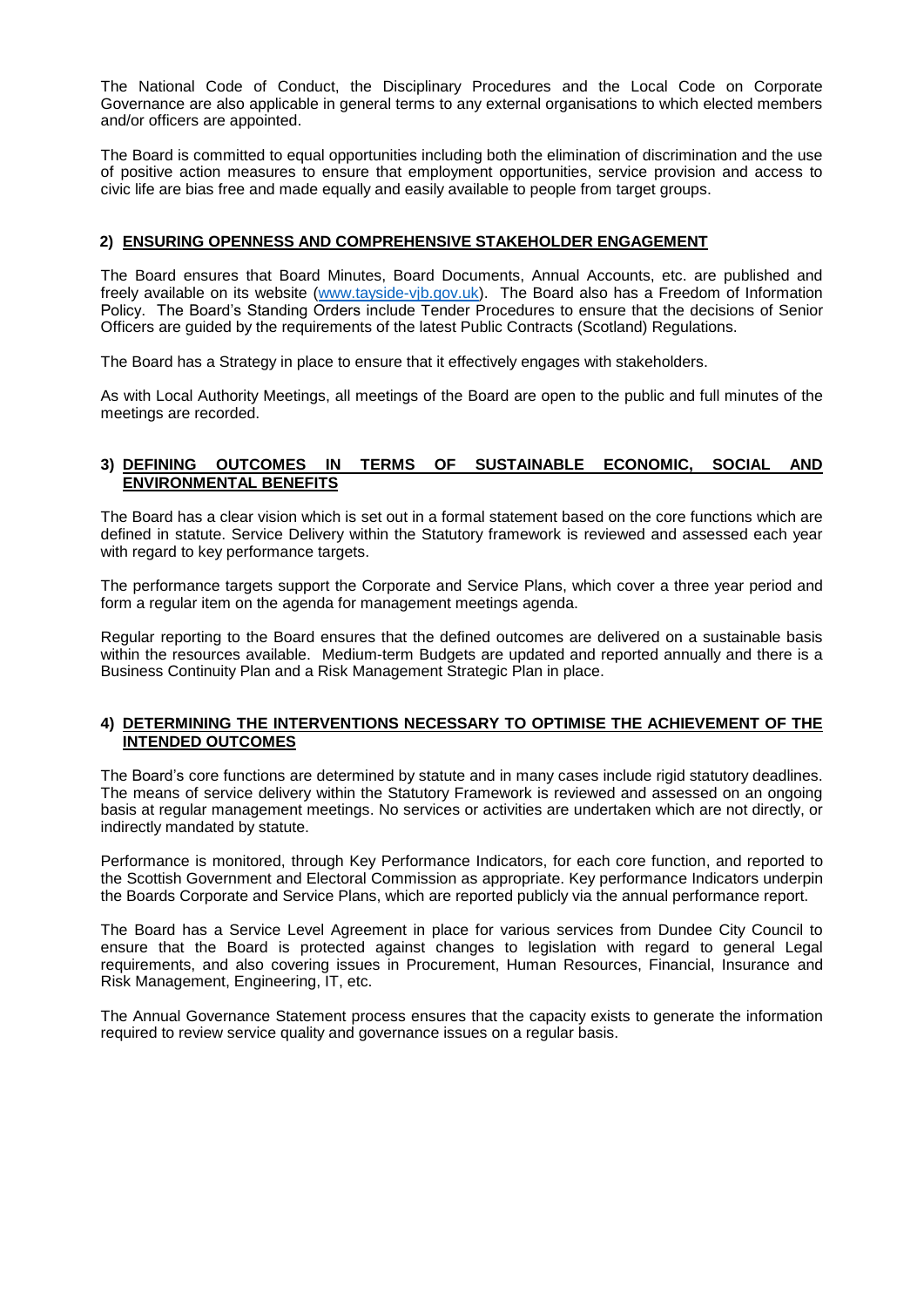The National Code of Conduct, the Disciplinary Procedures and the Local Code on Corporate Governance are also applicable in general terms to any external organisations to which elected members and/or officers are appointed.

The Board is committed to equal opportunities including both the elimination of discrimination and the use of positive action measures to ensure that employment opportunities, service provision and access to civic life are bias free and made equally and easily available to people from target groups.

### 2) ENSURING OPENNESS AND COMPREHENSIVE STAKEHOLDER ENGAGEMENT

The Board ensures that Board Minutes, Board Documents, Annual Accounts, etc. are published and freely available on its website (www.tayside-vjb.gov.uk). The Board also has a Freedom of Information Policy. The Board's Standing Orders include Tender Procedures to ensure that the decisions of Senior Officers are guided by the requirements of the latest Public Contracts (Scotland) Regulations.

The Board has a Strategy in place to ensure that it effectively engages with stakeholders.

As with Local Authority Meetings, all meetings of the Board are open to the public and full minutes of the meetings are recorded.

### 3) DEFINING OUTCOMES IN TERMS OF SUSTAINABLE ECONOMIC, SOCIAL AND ENVIRONMENTAL BENEFITS

The Board has a clear vision which is set out in a formal statement based on the core functions which are defined in statute. Service Delivery within the Statutory framework is reviewed and assessed each year with regard to key performance targets.

The performance targets support the Corporate and Service Plans, which cover a three year period and form a regular item on the agenda for management meetings agenda.

Regular reporting to the Board ensures that the defined outcomes are delivered on a sustainable basis within the resources available. Medium-term Budgets are updated and reported annually and there is a Business Continuity Plan and a Risk Management Strategic Plan in place.

### 4) DETERMINING THE INTERVENTIONS NECESSARY TO OPTIMISE THE ACHIEVEMENT OF THE INTENDED OUTCOMES

The Board's core functions are determined by statute and in many cases include rigid statutory deadlines. The means of service delivery within the Statutory Framework is reviewed and assessed on an ongoing basis at regular management meetings. No services or activities are undertaken which are not directly, or indirectly mandated by statute.

Performance is monitored, through Key Performance Indicators, for each core function, and reported to the Scottish Government and Electoral Commission as appropriate. Key performance Indicators underpin the Boards Corporate and Service Plans, which are reported publicly via the annual performance report.

The Board has a Service Level Agreement in place for various services from Dundee City Council to ensure that the Board is protected against changes to legislation with regard to general Legal requirements, and also covering issues in Procurement, Human Resources, Financial, Insurance and Risk Management, Engineering, IT, etc.

The Annual Governance Statement process ensures that the capacity exists to generate the information required to review service quality and governance issues on a regular basis.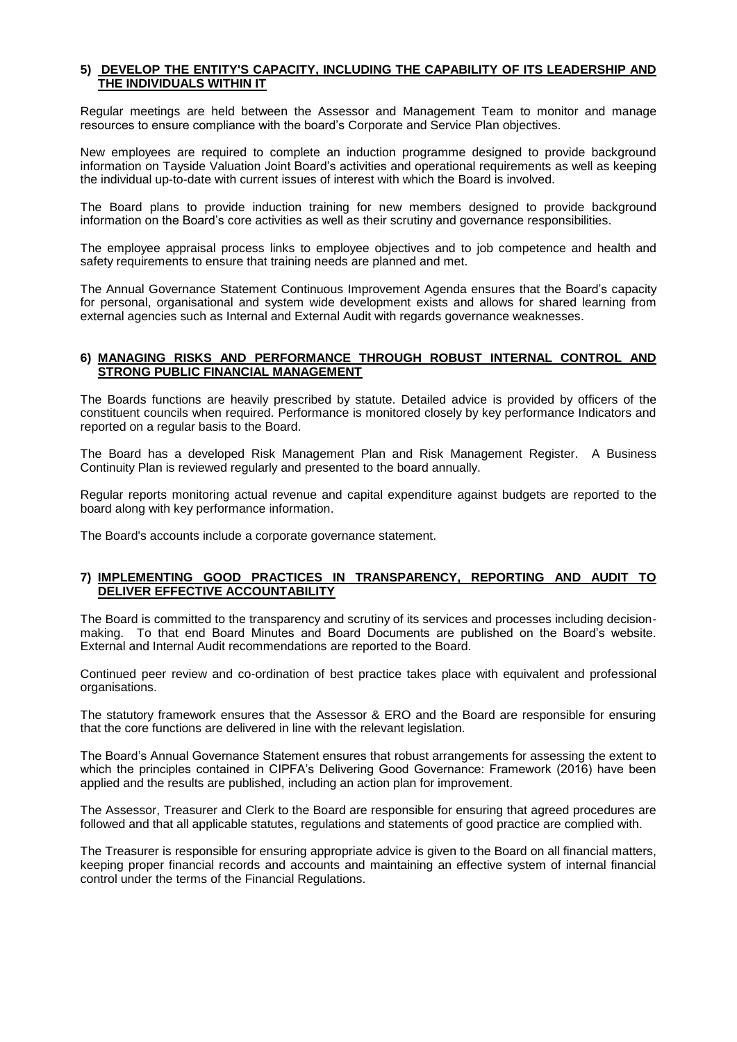## 5) DEVELOP THE ENTITY'S CAPACITY, INCLUDING THE CAPABILITY OF ITS LEADERSHIP AND THE INDIVIDUALS WITHIN IT

Regular meetings are held between the Assessor and Management Team to monitor and manage resources to ensure compliance with the board's Corporate and Service Plan objectives.

New employees are required to complete an induction programme designed to provide background information on Tayside Valuation Joint Board's activities and operational requirements as well as keeping the individual up-to-date with current issues of interest with which the Board is involved.

The Board plans to provide induction training for new members designed to provide background information on the Board's core activities as well as their scrutiny and governance responsibilities.

The employee appraisal process links to employee objectives and to job competence and health and safety requirements to ensure that training needs are planned and met.

The Annual Governance Statement Continuous Improvement Agenda ensures that the Board's capacity for personal, organisational and system wide development exists and allows for shared learning from external agencies such as Internal and External Audit with regards governance weaknesses.

## 6) MANAGING RISKS AND PERFORMANCE THROUGH ROBUST INTERNAL CONTROL AND STRONG PUBLIC FINANCIAL MANAGEMENT

The Boards functions are heavily prescribed by statute. Detailed advice is provided by officers of the constituent councils when required. Performance is monitored closely by key performance Indicators and reported on a regular basis to the Board.

The Board has a developed Risk Management Plan and Risk Management Register. A Business Continuity Plan is reviewed regularly and presented to the board annually.

Regular reports monitoring actual revenue and capital expenditure against budgets are reported to the board along with key performance information.

The Board's accounts include a corporate governance statement.

## 7) IMPLEMENTING GOOD PRACTICES IN TRANSPARENCY, REPORTING AND AUDIT TO DELIVER EFFECTIVE ACCOUNTABILITY

The Board is committed to the transparency and scrutiny of its services and processes including decision-making. To that end Board Minutes and Board Documents are published on the Board's website. External and Internal Audit recommendations are reported to the Board.

Continued peer review and co-ordination of best practice takes place with equivalent and professional organisations.

The statutory framework ensures that the Assessor & ERO and the Board are responsible for ensuring that the core functions are delivered in line with the relevant legislation.

The Board's Annual Governance Statement ensures that robust arrangements for assessing the extent to which the principles contained in CIPFA's Delivering Good Governance: Framework (2016) have been applied and the results are published, including an action plan for improvement.

The Assessor, Treasurer and Clerk to the Board are responsible for ensuring that agreed procedures are followed and that all applicable statutes, regulations and statements of good practice are complied with.

The Treasurer is responsible for ensuring appropriate advice is given to the Board on all financial matters, keeping proper financial records and accounts and maintaining an effective system of internal financial control under the terms of the Financial Regulations.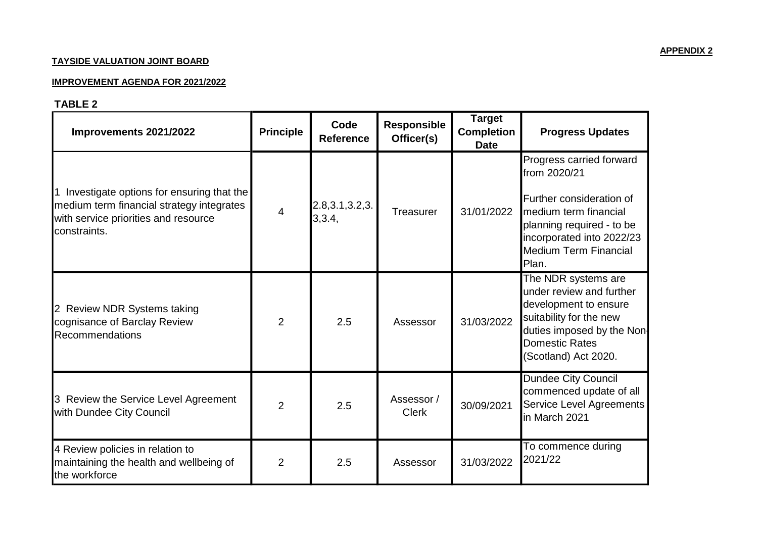**APPENDIX 2**

**TAYSIDE VALUATION JOINT BOARD**

**IMPROVEMENT AGENDA FOR 2021/2022**

**TABLE 2**

| Improvements 2021/2022 | Principle | Code Reference | Responsible Officer(s) | Target Completion Date | Progress Updates |
|---|---|---|---|---|---|
| 1 Investigate options for ensuring that the medium term financial strategy integrates with service priorities and resource constraints. | 4 | 2.8,3.1,3.2,3.3,3.4, | Treasurer | 31/01/2022 | Progress carried forward from 2020/21<br><br>Further consideration of medium term financial planning required - to be incorporated into 2022/23 Medium Term Financial Plan. |
| 2 Review NDR Systems taking cognisance of Barclay Review Recommendations | 2 | 2.5 | Assessor | 31/03/2022 | The NDR systems are under review and further development to ensure suitability for the new duties imposed by the Non-Domestic Rates (Scotland) Act 2020. |
| 3 Review the Service Level Agreement with Dundee City Council | 2 | 2.5 | Assessor / Clerk | 30/09/2021 | Dundee City Council commenced update of all Service Level Agreements in March 2021 |
| 4 Review policies in relation to maintaining the health and wellbeing of the workforce | 2 | 2.5 | Assessor | 31/03/2022 | To commence during 2021/22 |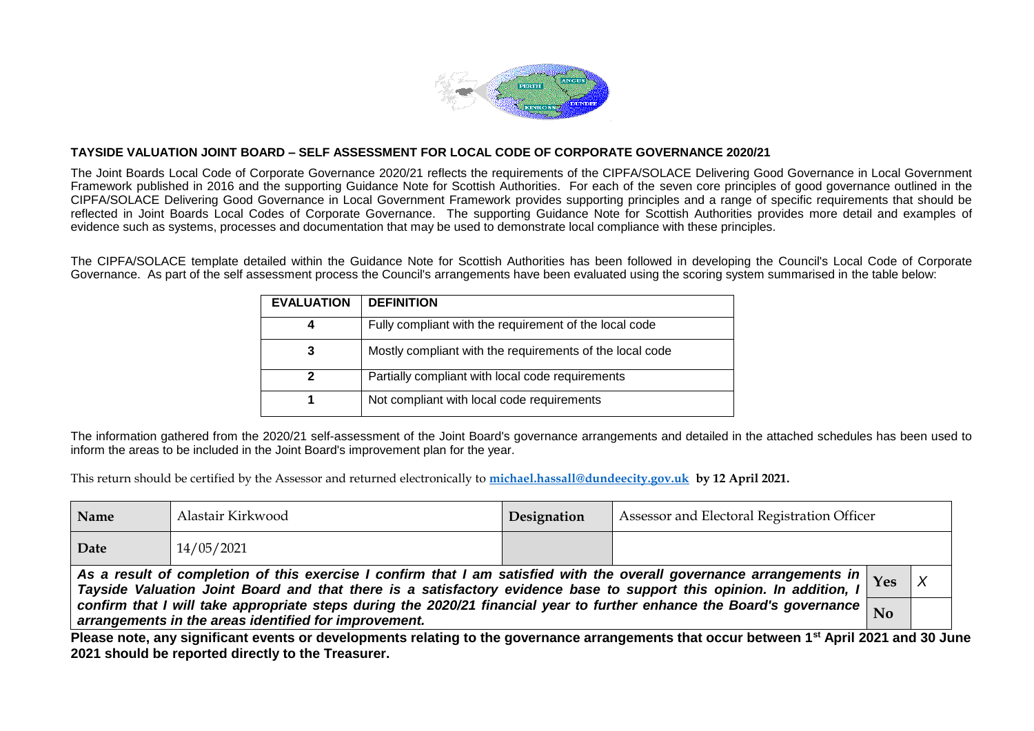**TAYSIDE VALUATION JOINT BOARD – SELF ASSESSMENT FOR LOCAL CODE OF CORPORATE GOVERNANCE 2020/21**

The Joint Boards Local Code of Corporate Governance 2020/21 reflects the requirements of the CIPFA/SOLACE Delivering Good Governance in Local Government Framework published in 2016 and the supporting Guidance Note for Scottish Authorities. For each of the seven core principles of good governance outlined in the CIPFA/SOLACE Delivering Good Governance in Local Government Framework provides supporting principles and a range of specific requirements that should be reflected in Joint Boards Local Codes of Corporate Governance. The supporting Guidance Note for Scottish Authorities provides more detail and examples of evidence such as systems, processes and documentation that may be used to demonstrate local compliance with these principles.

The CIPFA/SOLACE template detailed within the Guidance Note for Scottish Authorities has been followed in developing the Council's Local Code of Corporate Governance. As part of the self assessment process the Council's arrangements have been evaluated using the scoring system summarised in the table below:

| EVALUATION | DEFINITION |
|---|---|
| 4 | Fully compliant with the requirement of the local code |
| 3 | Mostly compliant with the requirements of the local code |
| 2 | Partially compliant with local code requirements |
| 1 | Not compliant with local code requirements |

The information gathered from the 2020/21 self-assessment of the Joint Board's governance arrangements and detailed in the attached schedules has been used to inform the areas to be included in the Joint Board's improvement plan for the year.

This return should be certified by the Assessor and returned electronically to **michael.hassall@dundeecity.gov.uk** **by 12 April 2021.**

| **Name** | Alastair Kirkwood | **Designation** | Assessor and Electoral Registration Officer | | |
|---|---|---|---|---|---|
| **Date** | 14/05/2021 | | | | |
| ***As a result of completion of this exercise I confirm that I am satisfied with the overall governance arrangements in Tayside Valuation Joint Board and that there is a satisfactory evidence base to support this opinion. In addition, I confirm that I will take appropriate steps during the 2020/21 financial year to further enhance the Board's governance arrangements in the areas identified for improvement.*** | | | | **Yes** | *X* |
| | | | | **No** | |

**Please note, any significant events or developments relating to the governance arrangements that occur between 1st April 2021 and 30 June 2021 should be reported directly to the Treasurer.**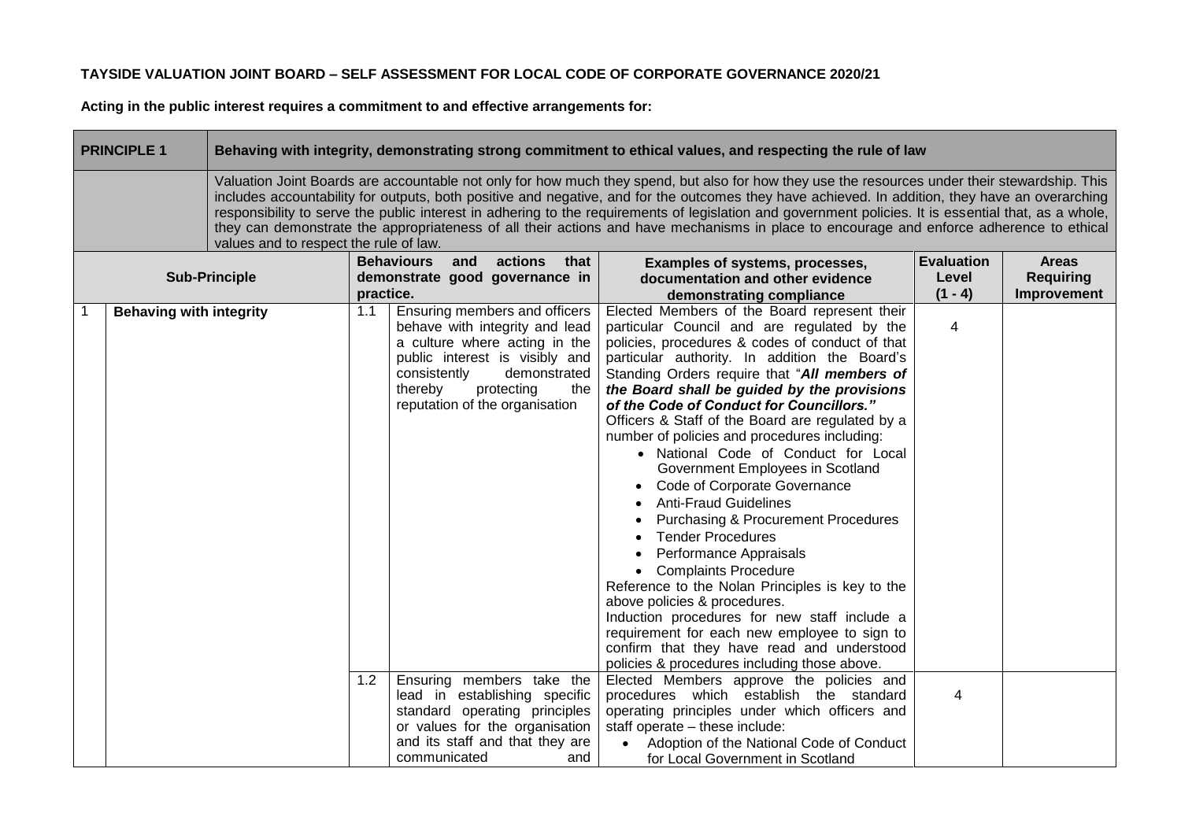**TAYSIDE VALUATION JOINT BOARD – SELF ASSESSMENT FOR LOCAL CODE OF CORPORATE GOVERNANCE 2020/21**

**Acting in the public interest requires a commitment to and effective arrangements for:**

| **PRINCIPLE 1** | | **Behaving with integrity, demonstrating strong commitment to ethical values, and respecting the rule of law** | | | | |
|---|---|---|---|---|---|---|
| | | Valuation Joint Boards are accountable not only for how much they spend, but also for how they use the resources under their stewardship. This includes accountability for outputs, both positive and negative, and for the outcomes they have achieved. In addition, they have an overarching responsibility to serve the public interest in adhering to the requirements of legislation and government policies. It is essential that, as a whole, they can demonstrate the appropriateness of all their actions and have mechanisms in place to encourage and enforce adherence to ethical values and to respect the rule of law. | | | | |
| **Sub-Principle** | | **Behaviours and actions that demonstrate good governance in practice.** | | **Examples of systems, processes, documentation and other evidence demonstrating compliance** | **Evaluation Level (1 - 4)** | **Areas Requiring Improvement** |
| 1 | **Behaving with integrity** | 1.1 | Ensuring members and officers behave with integrity and lead a culture where acting in the public interest is visibly and consistently demonstrated thereby protecting the reputation of the organisation | Elected Members of the Board represent their particular Council and are regulated by the policies, procedures & codes of conduct of that particular authority. In addition the Board's Standing Orders require that "***All members of the Board shall be guided by the provisions of the Code of Conduct for Councillors.***"<br>Officers & Staff of the Board are regulated by a number of policies and procedures including:<br>• National Code of Conduct for Local Government Employees in Scotland<br>• Code of Corporate Governance<br>• Anti-Fraud Guidelines<br>• Purchasing & Procurement Procedures<br>• Tender Procedures<br>• Performance Appraisals<br>• Complaints Procedure<br>Reference to the Nolan Principles is key to the above policies & procedures.<br>Induction procedures for new staff include a requirement for each new employee to sign to confirm that they have read and understood policies & procedures including those above. | 4 | |
| | | 1.2 | Ensuring members take the lead in establishing specific standard operating principles or values for the organisation and its staff and that they are communicated and | Elected Members approve the policies and procedures which establish the standard operating principles under which officers and staff operate – these include:<br>• Adoption of the National Code of Conduct for Local Government in Scotland | 4 | |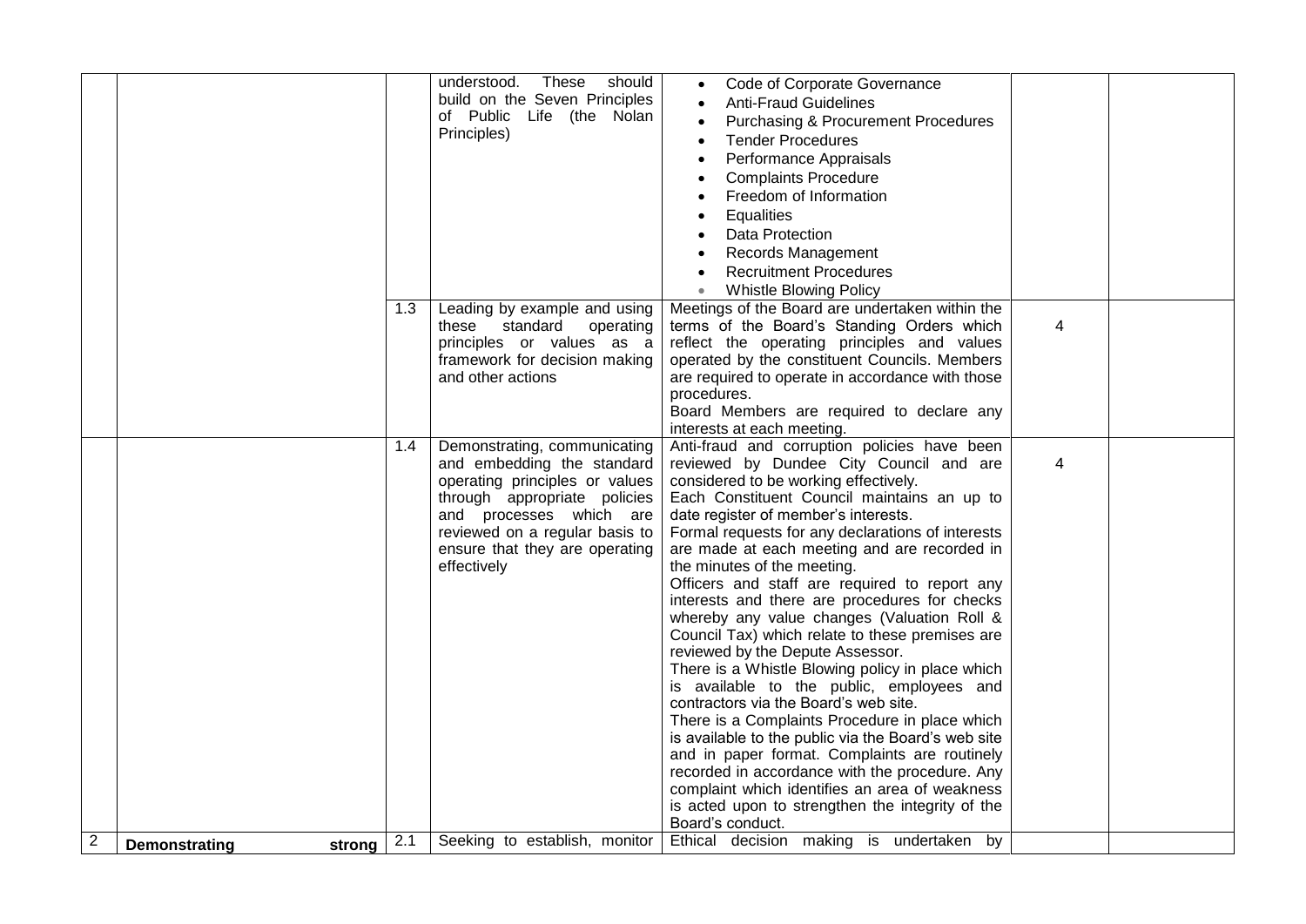| | | | | | | |
|---|---|---|---|---|---|---|
| | | | understood. These should build on the Seven Principles of Public Life (the Nolan Principles) | • Code of Corporate Governance<br>• Anti-Fraud Guidelines<br>• Purchasing & Procurement Procedures<br>• Tender Procedures<br>• Performance Appraisals<br>• Complaints Procedure<br>• Freedom of Information<br>• Equalities<br>• Data Protection<br>• Records Management<br>• Recruitment Procedures<br>• Whistle Blowing Policy | | |
| | | 1.3 | Leading by example and using these standard operating principles or values as a framework for decision making and other actions | Meetings of the Board are undertaken within the terms of the Board's Standing Orders which reflect the operating principles and values operated by the constituent Councils. Members are required to operate in accordance with those procedures.<br>Board Members are required to declare any interests at each meeting. | 4 | |
| | | 1.4 | Demonstrating, communicating and embedding the standard operating principles or values through appropriate policies and processes which are reviewed on a regular basis to ensure that they are operating effectively | Anti-fraud and corruption policies have been reviewed by Dundee City Council and are considered to be working effectively.<br>Each Constituent Council maintains an up to date register of member's interests.<br>Formal requests for any declarations of interests are made at each meeting and are recorded in the minutes of the meeting.<br>Officers and staff are required to report any interests and there are procedures for checks whereby any value changes (Valuation Roll & Council Tax) which relate to these premises are reviewed by the Depute Assessor.<br>There is a Whistle Blowing policy in place which is available to the public, employees and contractors via the Board's web site.<br>There is a Complaints Procedure in place which is available to the public via the Board's web site and in paper format. Complaints are routinely recorded in accordance with the procedure. Any complaint which identifies an area of weakness is acted upon to strengthen the integrity of the Board's conduct. | 4 | |
| 2 | **Demonstrating strong** | 2.1 | Seeking to establish, monitor | Ethical decision making is undertaken by | | |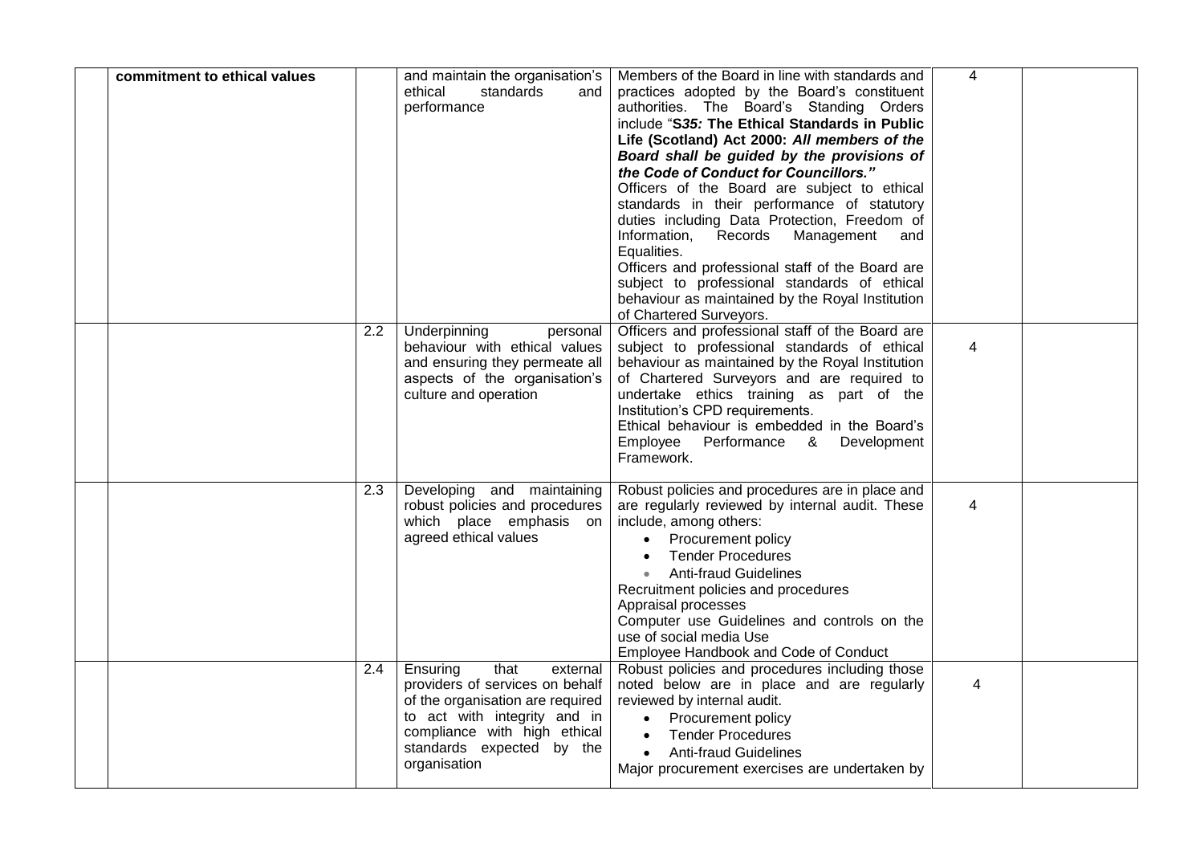|  |  |  |  |  |  |  |
|---|---|---|---|---|---|---|
|  | **commitment to ethical values** |  | and maintain the organisation's ethical standards and performance | Members of the Board in line with standards and practices adopted by the Board's constituent authorities. The Board's Standing Orders include "**S*35:* The Ethical Standards in Public Life (Scotland) Act 2000: *All members of the Board shall be guided by the provisions of the Code of Conduct for Councillors."***<br>Officers of the Board are subject to ethical standards in their performance of statutory duties including Data Protection, Freedom of Information, Records Management and Equalities.<br>Officers and professional staff of the Board are subject to professional standards of ethical behaviour as maintained by the Royal Institution of Chartered Surveyors. | 4 |  |
|  |  | 2.2 | Underpinning personal behaviour with ethical values and ensuring they permeate all aspects of the organisation's culture and operation | Officers and professional staff of the Board are subject to professional standards of ethical behaviour as maintained by the Royal Institution of Chartered Surveyors and are required to undertake ethics training as part of the Institution's CPD requirements.<br>Ethical behaviour is embedded in the Board's Employee Performance & Development Framework. | 4 |  |
|  |  | 2.3 | Developing and maintaining robust policies and procedures which place emphasis on agreed ethical values | Robust policies and procedures are in place and are regularly reviewed by internal audit. These include, among others:<br>• Procurement policy<br>• Tender Procedures<br>• Anti-fraud Guidelines<br>Recruitment policies and procedures<br>Appraisal processes<br>Computer use Guidelines and controls on the use of social media Use<br>Employee Handbook and Code of Conduct | 4 |  |
|  |  | 2.4 | Ensuring that external providers of services on behalf of the organisation are required to act with integrity and in compliance with high ethical standards expected by the organisation | Robust policies and procedures including those noted below are in place and are regularly reviewed by internal audit.<br>• Procurement policy<br>• Tender Procedures<br>• Anti-fraud Guidelines<br>Major procurement exercises are undertaken by | 4 |  |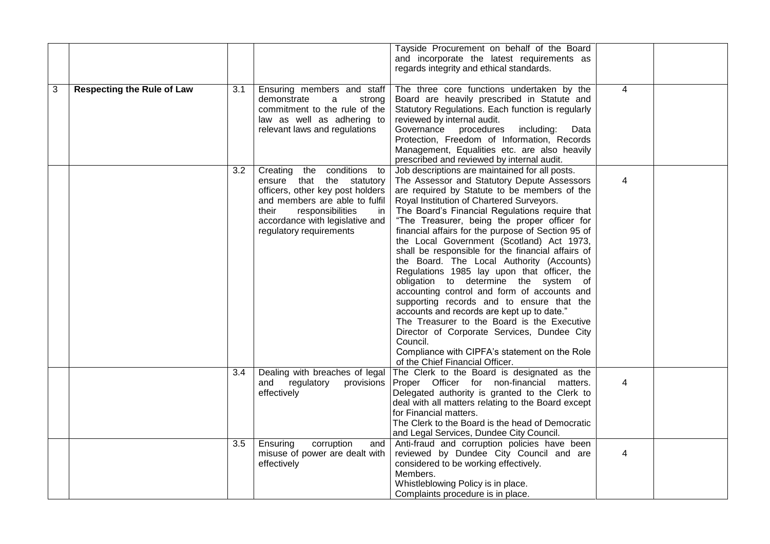|   |   |   |   |   |   |   |
|---|---|---|---|---|---|---|
|   |   |   |   | Tayside Procurement on behalf of the Board and incorporate the latest requirements as regards integrity and ethical standards. |   |   |
| 3 | **Respecting the Rule of Law** | 3.1 | Ensuring members and staff demonstrate a strong commitment to the rule of the law as well as adhering to relevant laws and regulations | The three core functions undertaken by the Board are heavily prescribed in Statute and Statutory Regulations. Each function is regularly reviewed by internal audit.<br>Governance procedures including: Data Protection, Freedom of Information, Records Management, Equalities etc. are also heavily prescribed and reviewed by internal audit. | 4 |   |
|   |   | 3.2 | Creating the conditions to ensure that the statutory officers, other key post holders and members are able to fulfil their responsibilities in accordance with legislative and regulatory requirements | Job descriptions are maintained for all posts.<br>The Assessor and Statutory Depute Assessors are required by Statute to be members of the Royal Institution of Chartered Surveyors.<br>The Board's Financial Regulations require that "The Treasurer, being the proper officer for financial affairs for the purpose of Section 95 of the Local Government (Scotland) Act 1973, shall be responsible for the financial affairs of the Board. The Local Authority (Accounts) Regulations 1985 lay upon that officer, the obligation to determine the system of accounting control and form of accounts and supporting records and to ensure that the accounts and records are kept up to date."<br>The Treasurer to the Board is the Executive Director of Corporate Services, Dundee City Council.<br>Compliance with CIPFA's statement on the Role of the Chief Financial Officer. | 4 |   |
|   |   | 3.4 | Dealing with breaches of legal and regulatory provisions effectively | The Clerk to the Board is designated as the Proper Officer for non-financial matters. Delegated authority is granted to the Clerk to deal with all matters relating to the Board except for Financial matters.<br>The Clerk to the Board is the head of Democratic and Legal Services, Dundee City Council. | 4 |   |
|   |   | 3.5 | Ensuring corruption and misuse of power are dealt with effectively | Anti-fraud and corruption policies have been reviewed by Dundee City Council and are considered to be working effectively.<br>Members.<br>Whistleblowing Policy is in place.<br>Complaints procedure is in place. | 4 |   |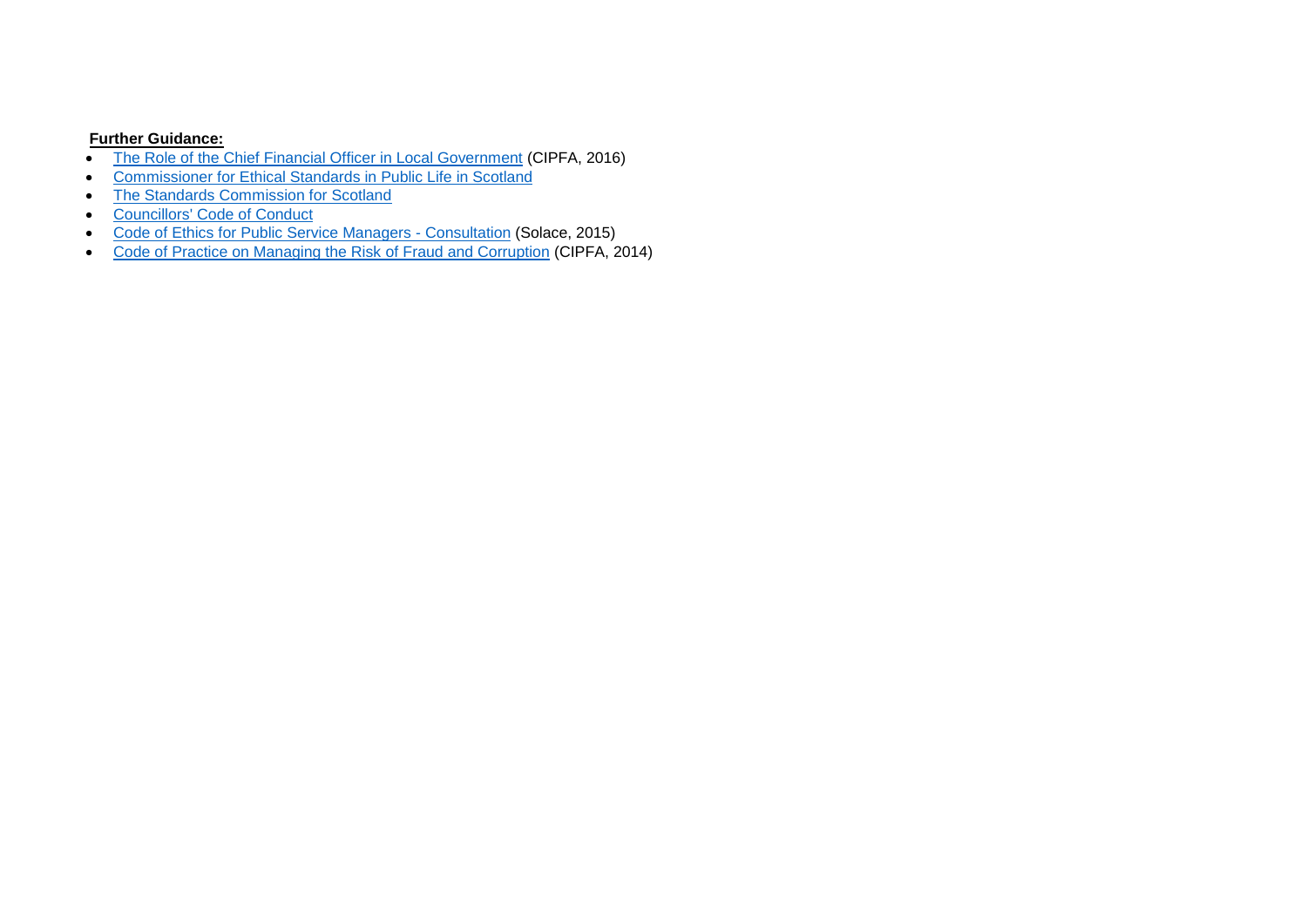**Further Guidance:**

- The Role of the Chief Financial Officer in Local Government (CIPFA, 2016)
- Commissioner for Ethical Standards in Public Life in Scotland
- The Standards Commission for Scotland
- Councillors' Code of Conduct
- Code of Ethics for Public Service Managers - Consultation (Solace, 2015)
- Code of Practice on Managing the Risk of Fraud and Corruption (CIPFA, 2014)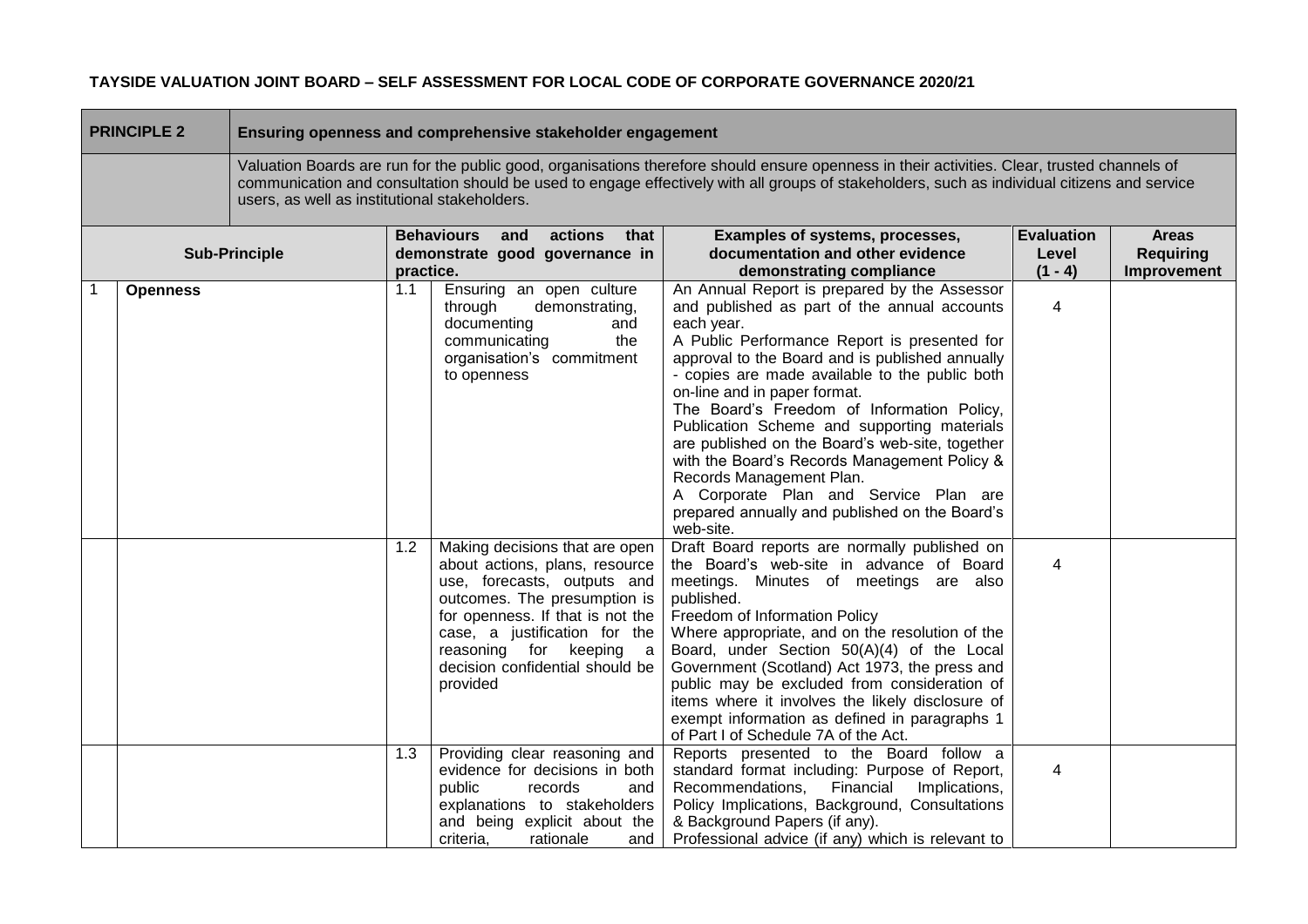**TAYSIDE VALUATION JOINT BOARD – SELF ASSESSMENT FOR LOCAL CODE OF CORPORATE GOVERNANCE 2020/21**

| **PRINCIPLE 2** | | **Ensuring openness and comprehensive stakeholder engagement** | | | | |
|---|---|---|---|---|---|---|
| | | Valuation Boards are run for the public good, organisations therefore should ensure openness in their activities. Clear, trusted channels of communication and consultation should be used to engage effectively with all groups of stakeholders, such as individual citizens and service users, as well as institutional stakeholders. | | | | |
| **Sub-Principle** | | **Behaviours and actions that demonstrate good governance in practice.** | | **Examples of systems, processes, documentation and other evidence demonstrating compliance** | **Evaluation Level (1 - 4)** | **Areas Requiring Improvement** |
| 1 | **Openness** | 1.1 | Ensuring an open culture through demonstrating, documenting and communicating the organisation's commitment to openness | An Annual Report is prepared by the Assessor and published as part of the annual accounts each year. A Public Performance Report is presented for approval to the Board and is published annually - copies are made available to the public both on-line and in paper format. The Board's Freedom of Information Policy, Publication Scheme and supporting materials are published on the Board's web-site, together with the Board's Records Management Policy & Records Management Plan. A Corporate Plan and Service Plan are prepared annually and published on the Board's web-site. | 4 | |
| | | 1.2 | Making decisions that are open about actions, plans, resource use, forecasts, outputs and outcomes. The presumption is for openness. If that is not the case, a justification for the reasoning for keeping a decision confidential should be provided | Draft Board reports are normally published on the Board's web-site in advance of Board meetings. Minutes of meetings are also published. Freedom of Information Policy Where appropriate, and on the resolution of the Board, under Section 50(A)(4) of the Local Government (Scotland) Act 1973, the press and public may be excluded from consideration of items where it involves the likely disclosure of exempt information as defined in paragraphs 1 of Part I of Schedule 7A of the Act. | 4 | |
| | | 1.3 | Providing clear reasoning and evidence for decisions in both public records and explanations to stakeholders and being explicit about the criteria, rationale and | Reports presented to the Board follow a standard format including: Purpose of Report, Recommendations, Financial Implications, Policy Implications, Background, Consultations & Background Papers (if any). Professional advice (if any) which is relevant to | 4 | |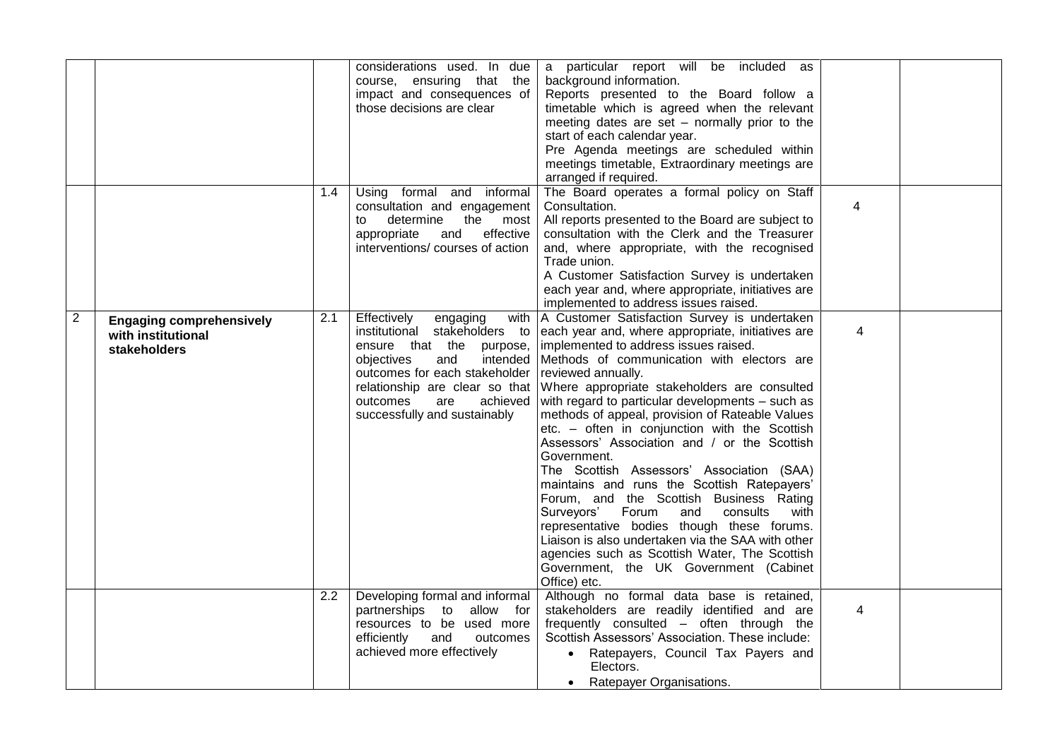| | | | | | | |
|---|---|---|---|---|---|---|
| | | | considerations used. In due course, ensuring that the impact and consequences of those decisions are clear | a particular report will be included as background information.<br>Reports presented to the Board follow a timetable which is agreed when the relevant meeting dates are set – normally prior to the start of each calendar year.<br>Pre Agenda meetings are scheduled within meetings timetable, Extraordinary meetings are arranged if required. | | |
| | | 1.4 | Using formal and informal consultation and engagement to determine the most appropriate and effective interventions/ courses of action | The Board operates a formal policy on Staff Consultation.<br>All reports presented to the Board are subject to consultation with the Clerk and the Treasurer and, where appropriate, with the recognised Trade union.<br>A Customer Satisfaction Survey is undertaken each year and, where appropriate, initiatives are implemented to address issues raised. | 4 | |
| 2 | **Engaging comprehensively with institutional stakeholders** | 2.1 | Effectively engaging with institutional stakeholders to ensure that the purpose, objectives and intended outcomes for each stakeholder relationship are clear so that outcomes are achieved successfully and sustainably | A Customer Satisfaction Survey is undertaken each year and, where appropriate, initiatives are implemented to address issues raised.<br>Methods of communication with electors are reviewed annually.<br>Where appropriate stakeholders are consulted with regard to particular developments – such as methods of appeal, provision of Rateable Values etc. – often in conjunction with the Scottish Assessors' Association and / or the Scottish Government.<br>The Scottish Assessors' Association (SAA) maintains and runs the Scottish Ratepayers' Forum, and the Scottish Business Rating Surveyors' Forum and consults with representative bodies though these forums. Liaison is also undertaken via the SAA with other agencies such as Scottish Water, The Scottish Government, the UK Government (Cabinet Office) etc. | 4 | |
| | | 2.2 | Developing formal and informal partnerships to allow for resources to be used more efficiently and outcomes achieved more effectively | Although no formal data base is retained, stakeholders are readily identified and are frequently consulted – often through the Scottish Assessors' Association. These include:<br>• Ratepayers, Council Tax Payers and Electors.<br>• Ratepayer Organisations. | 4 | |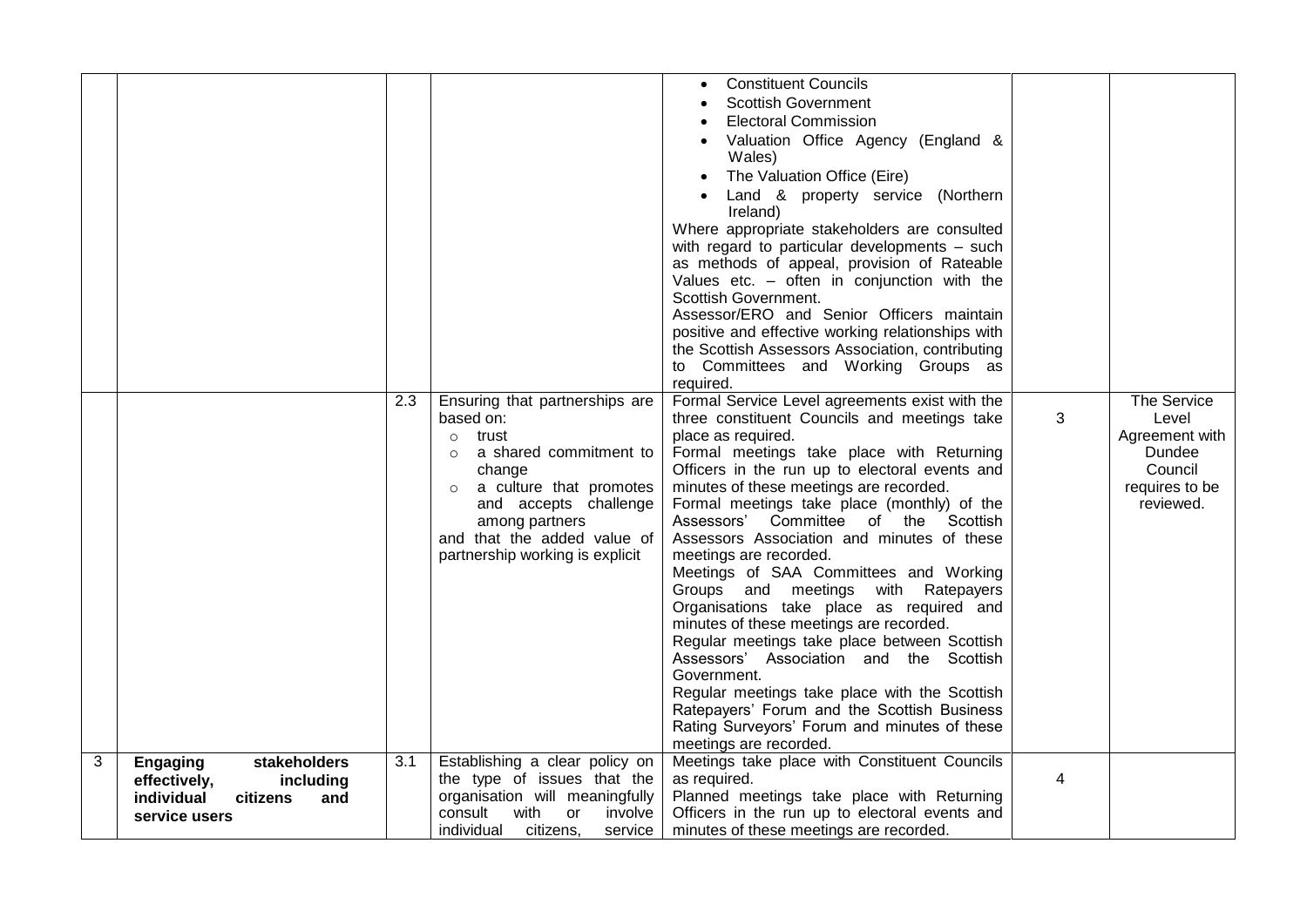| | | | | | | |
|---|---|---|---|---|---|---|
| | | | | • Constituent Councils<br>• Scottish Government<br>• Electoral Commission<br>• Valuation Office Agency (England & Wales)<br>• The Valuation Office (Eire)<br>• Land & property service (Northern Ireland)<br>Where appropriate stakeholders are consulted with regard to particular developments – such as methods of appeal, provision of Rateable Values etc. – often in conjunction with the Scottish Government.<br>Assessor/ERO and Senior Officers maintain positive and effective working relationships with the Scottish Assessors Association, contributing to Committees and Working Groups as required. | | |
| | | 2.3 | Ensuring that partnerships are based on:<br>○ trust<br>○ a shared commitment to change<br>○ a culture that promotes and accepts challenge among partners<br>and that the added value of partnership working is explicit | Formal Service Level agreements exist with the three constituent Councils and meetings take place as required.<br>Formal meetings take place with Returning Officers in the run up to electoral events and minutes of these meetings are recorded.<br>Formal meetings take place (monthly) of the Assessors' Committee of the Scottish Assessors Association and minutes of these meetings are recorded.<br>Meetings of SAA Committees and Working Groups and meetings with Ratepayers Organisations take place as required and minutes of these meetings are recorded.<br>Regular meetings take place between Scottish Assessors' Association and the Scottish Government.<br>Regular meetings take place with the Scottish Ratepayers' Forum and the Scottish Business Rating Surveyors' Forum and minutes of these meetings are recorded. | 3 | The Service Level Agreement with Dundee Council requires to be reviewed. |
| 3 | **Engaging stakeholders effectively, including individual citizens and service users** | 3.1 | Establishing a clear policy on the type of issues that the organisation will meaningfully consult with or involve individual citizens, service | Meetings take place with Constituent Councils as required.<br>Planned meetings take place with Returning Officers in the run up to electoral events and minutes of these meetings are recorded. | 4 | |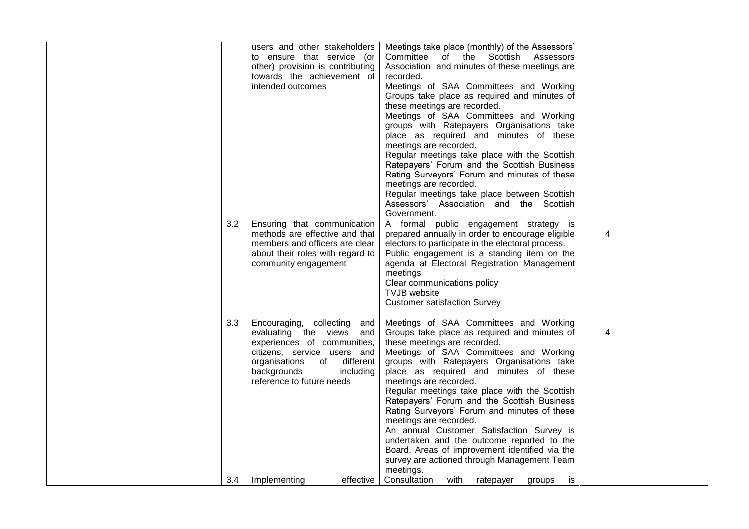| | | | | | | |
|---|---|---|---|---|---|---|
| | | | users and other stakeholders to ensure that service (or other) provision is contributing towards the achievement of intended outcomes | Meetings take place (monthly) of the Assessors' Committee of the Scottish Assessors Association and minutes of these meetings are recorded.<br>Meetings of SAA Committees and Working Groups take place as required and minutes of these meetings are recorded.<br>Meetings of SAA Committees and Working groups with Ratepayers Organisations take place as required and minutes of these meetings are recorded.<br>Regular meetings take place with the Scottish Ratepayers' Forum and the Scottish Business Rating Surveyors' Forum and minutes of these meetings are recorded.<br>Regular meetings take place between Scottish Assessors' Association and the Scottish Government. | | |
| | | 3.2 | Ensuring that communication methods are effective and that members and officers are clear about their roles with regard to community engagement | A formal public engagement strategy is prepared annually in order to encourage eligible electors to participate in the electoral process.<br>Public engagement is a standing item on the agenda at Electoral Registration Management meetings<br>Clear communications policy<br>TVJB website<br>Customer satisfaction Survey | 4 | |
| | | 3.3 | Encouraging, collecting and evaluating the views and experiences of communities, citizens, service users and organisations of different backgrounds including reference to future needs | Meetings of SAA Committees and Working Groups take place as required and minutes of these meetings are recorded.<br>Meetings of SAA Committees and Working groups with Ratepayers Organisations take place as required and minutes of these meetings are recorded.<br>Regular meetings take place with the Scottish Ratepayers' Forum and the Scottish Business Rating Surveyors' Forum and minutes of these meetings are recorded.<br>An annual Customer Satisfaction Survey is undertaken and the outcome reported to the Board. Areas of improvement identified via the survey are actioned through Management Team meetings. | 4 | |
| | | 3.4 | Implementing effective | Consultation with ratepayer groups is | | |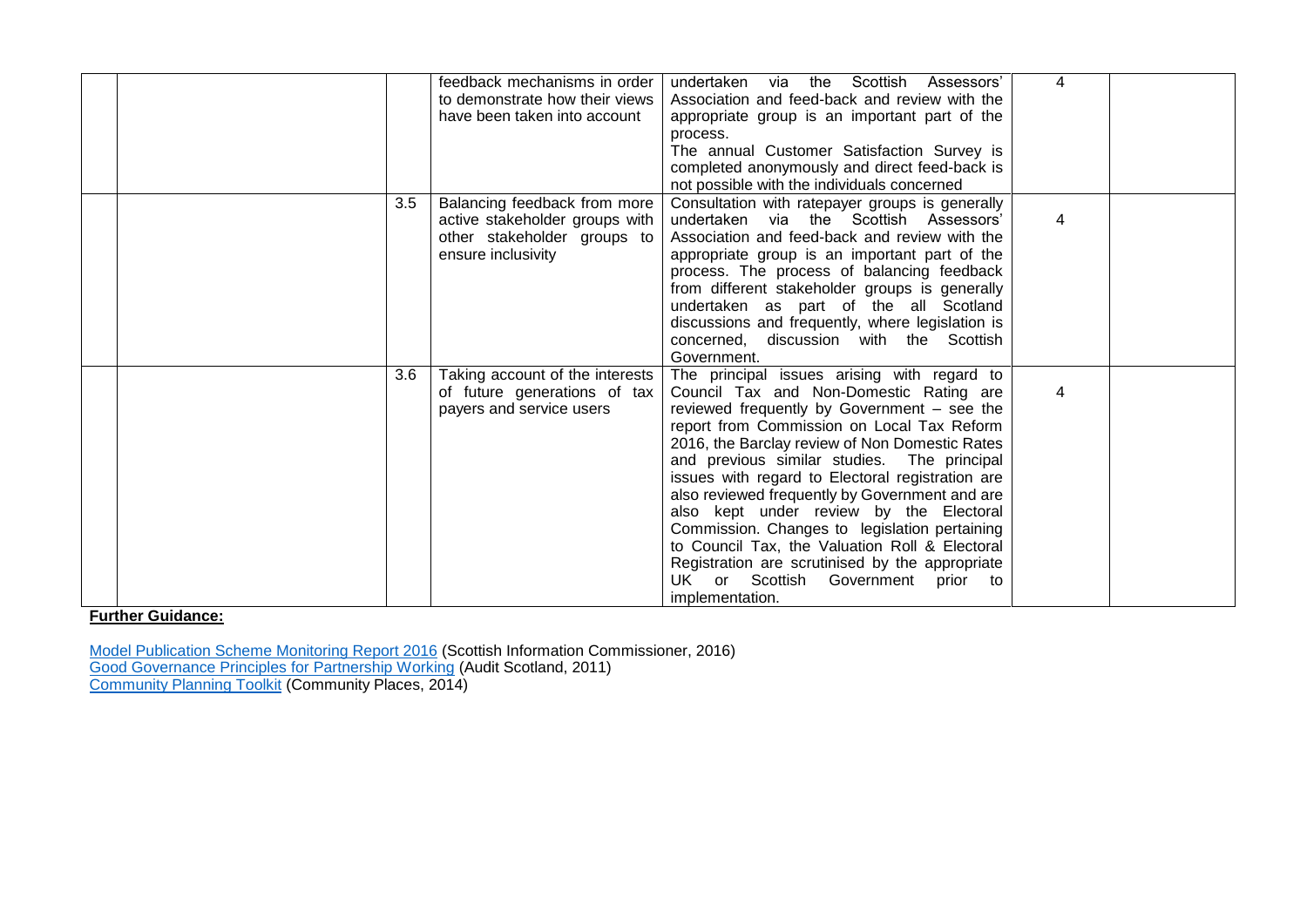|  |  |  |  |  |  |  |
|---|---|---|---|---|---|---|
|  |  |  | feedback mechanisms in order to demonstrate how their views have been taken into account | undertaken via the Scottish Assessors' Association and feed-back and review with the appropriate group is an important part of the process.<br>The annual Customer Satisfaction Survey is completed anonymously and direct feed-back is not possible with the individuals concerned | 4 |  |
|  |  | 3.5 | Balancing feedback from more active stakeholder groups with other stakeholder groups to ensure inclusivity | Consultation with ratepayer groups is generally undertaken via the Scottish Assessors' Association and feed-back and review with the appropriate group is an important part of the process. The process of balancing feedback from different stakeholder groups is generally undertaken as part of the all Scotland discussions and frequently, where legislation is concerned, discussion with the Scottish Government. | 4 |  |
|  |  | 3.6 | Taking account of the interests of future generations of tax payers and service users | The principal issues arising with regard to Council Tax and Non-Domestic Rating are reviewed frequently by Government – see the report from Commission on Local Tax Reform 2016, the Barclay review of Non Domestic Rates and previous similar studies. The principal issues with regard to Electoral registration are also reviewed frequently by Government and are also kept under review by the Electoral Commission. Changes to legislation pertaining to Council Tax, the Valuation Roll & Electoral Registration are scrutinised by the appropriate UK or Scottish Government prior to implementation. | 4 |  |

**Further Guidance:**

Model Publication Scheme Monitoring Report 2016 (Scottish Information Commissioner, 2016)
Good Governance Principles for Partnership Working (Audit Scotland, 2011)
Community Planning Toolkit (Community Places, 2014)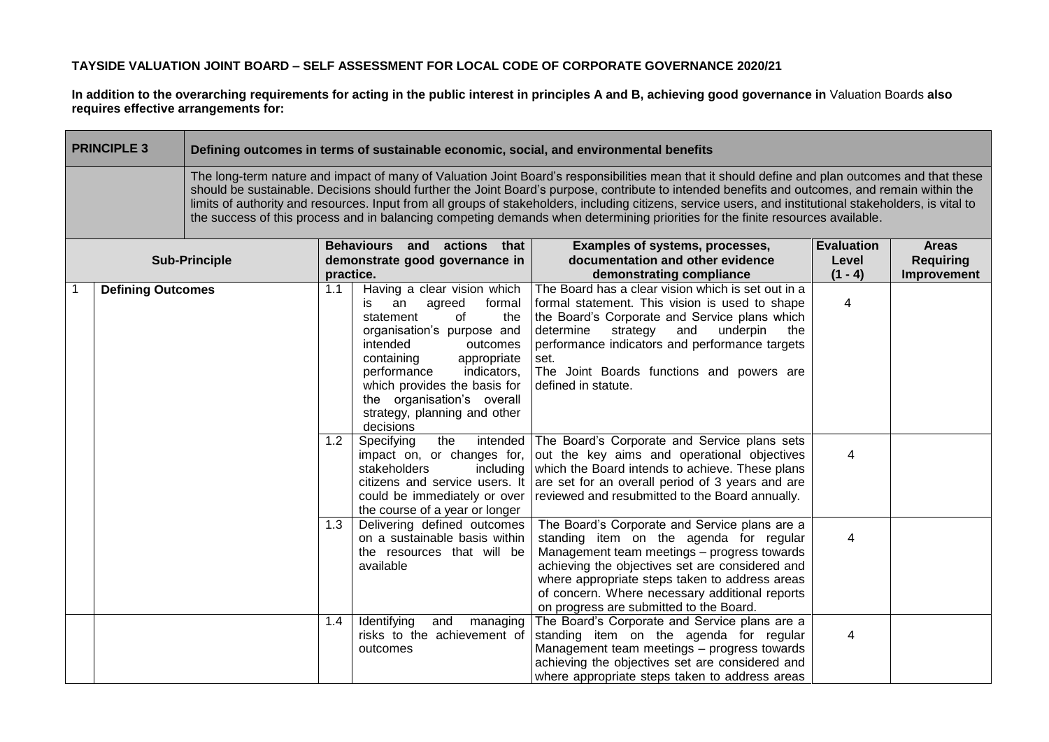**TAYSIDE VALUATION JOINT BOARD – SELF ASSESSMENT FOR LOCAL CODE OF CORPORATE GOVERNANCE 2020/21**

**In addition to the overarching requirements for acting in the public interest in principles A and B, achieving good governance in** Valuation Boards **also requires effective arrangements for:**

| **PRINCIPLE 3** | **Defining outcomes in terms of sustainable economic, social, and environmental benefits** | | | | |
|---|---|---|---|---|---|
| | The long-term nature and impact of many of Valuation Joint Board's responsibilities mean that it should define and plan outcomes and that these should be sustainable. Decisions should further the Joint Board's purpose, contribute to intended benefits and outcomes, and remain within the limits of authority and resources. Input from all groups of stakeholders, including citizens, service users, and institutional stakeholders, is vital to the success of this process and in balancing competing demands when determining priorities for the finite resources available. | | | | |
| **Sub-Principle** | | **Behaviours and actions that demonstrate good governance in practice.** | **Examples of systems, processes, documentation and other evidence demonstrating compliance** | **Evaluation Level (1 - 4)** | **Areas Requiring Improvement** |
| 1 **Defining Outcomes** | | 1.1 Having a clear vision which is an agreed formal statement of the organisation's purpose and intended outcomes containing appropriate performance indicators, which provides the basis for the organisation's overall strategy, planning and other decisions | The Board has a clear vision which is set out in a formal statement. This vision is used to shape the Board's Corporate and Service plans which determine strategy and underpin the performance indicators and performance targets set.<br>The Joint Boards functions and powers are defined in statute. | 4 | |
| | | 1.2 Specifying the intended impact on, or changes for, stakeholders including citizens and service users. It could be immediately or over the course of a year or longer | The Board's Corporate and Service plans sets out the key aims and operational objectives which the Board intends to achieve. These plans are set for an overall period of 3 years and are reviewed and resubmitted to the Board annually. | 4 | |
| | | 1.3 Delivering defined outcomes on a sustainable basis within the resources that will be available | The Board's Corporate and Service plans are a standing item on the agenda for regular Management team meetings – progress towards achieving the objectives set are considered and where appropriate steps taken to address areas of concern. Where necessary additional reports on progress are submitted to the Board. | 4 | |
| | | 1.4 Identifying and managing risks to the achievement of outcomes | The Board's Corporate and Service plans are a standing item on the agenda for regular Management team meetings – progress towards achieving the objectives set are considered and where appropriate steps taken to address areas | 4 | |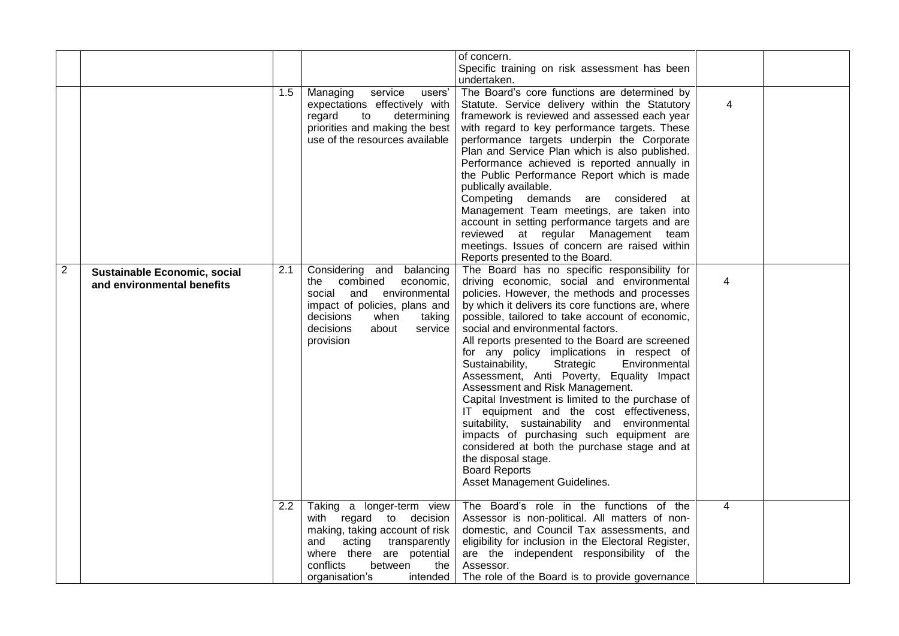|  |  |  |  |  |  |  |
|---|---|---|---|---|---|---|
|  |  |  |  | of concern.<br>Specific training on risk assessment has been undertaken. |  |  |
|  |  | 1.5 | Managing service users' expectations effectively with regard to determining priorities and making the best use of the resources available | The Board's core functions are determined by Statute. Service delivery within the Statutory framework is reviewed and assessed each year with regard to key performance targets. These performance targets underpin the Corporate Plan and Service Plan which is also published. Performance achieved is reported annually in the Public Performance Report which is made publically available.<br>Competing demands are considered at Management Team meetings, are taken into account in setting performance targets and are reviewed at regular Management team meetings. Issues of concern are raised within Reports presented to the Board. | 4 |  |
| 2 | **Sustainable Economic, social and environmental benefits** | 2.1 | Considering and balancing the combined economic, social and environmental impact of policies, plans and decisions when taking decisions about service provision | The Board has no specific responsibility for driving economic, social and environmental policies. However, the methods and processes by which it delivers its core functions are, where possible, tailored to take account of economic, social and environmental factors.<br>All reports presented to the Board are screened for any policy implications in respect of Sustainability, Strategic Environmental Assessment, Anti Poverty, Equality Impact Assessment and Risk Management.<br>Capital Investment is limited to the purchase of IT equipment and the cost effectiveness, suitability, sustainability and environmental impacts of purchasing such equipment are considered at both the purchase stage and at the disposal stage.<br>Board Reports<br>Asset Management Guidelines. | 4 |  |
|  |  | 2.2 | Taking a longer-term view with regard to decision making, taking account of risk and acting transparently where there are potential conflicts between the organisation's intended | The Board's role in the functions of the Assessor is non-political. All matters of non-domestic, and Council Tax assessments, and eligibility for inclusion in the Electoral Register, are the independent responsibility of the Assessor.<br>The role of the Board is to provide governance | 4 |  |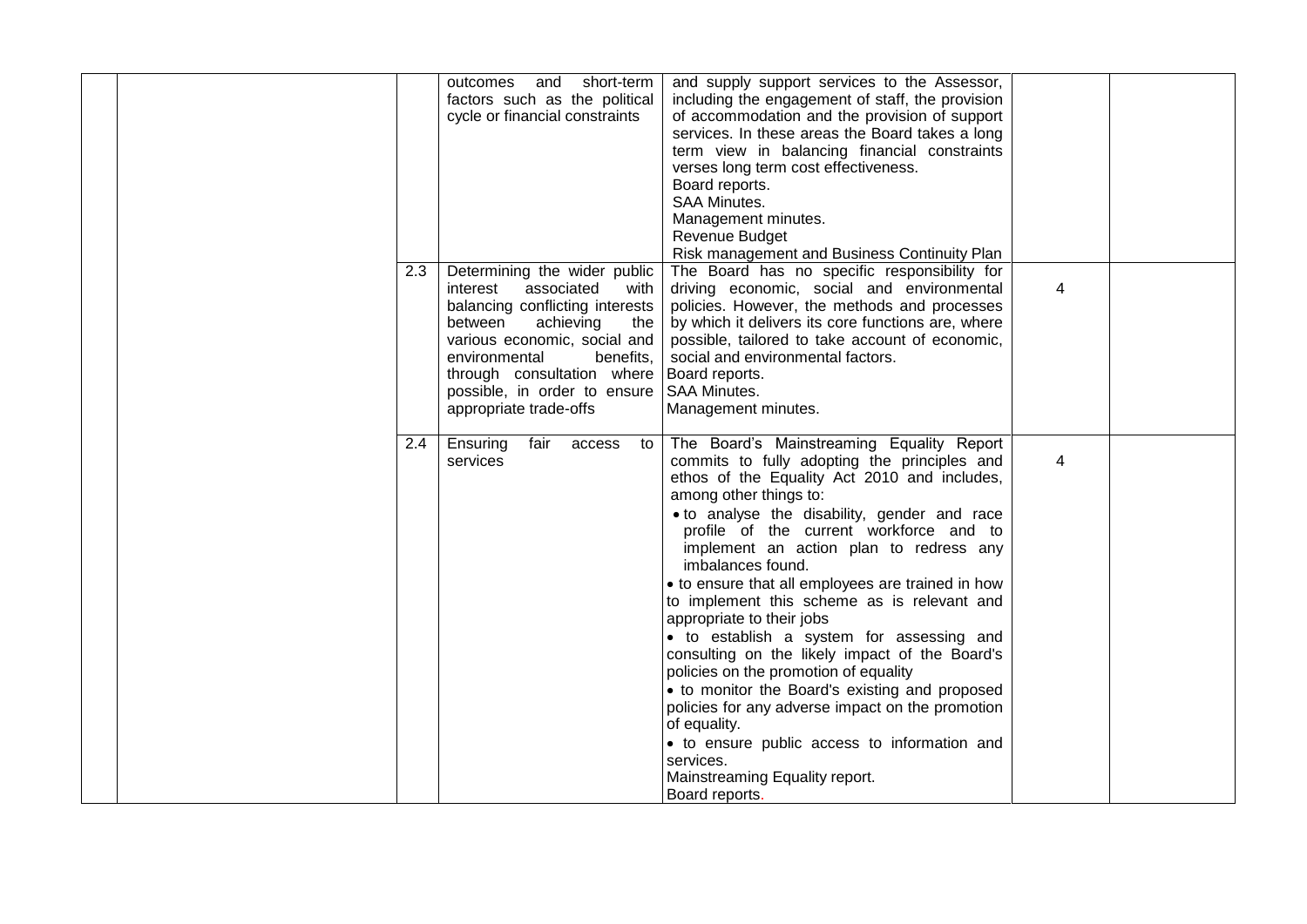|  |  |  |  |  |  |  |
|---|---|---|---|---|---|---|
|  |  |  | outcomes and short-term factors such as the political cycle or financial constraints | and supply support services to the Assessor, including the engagement of staff, the provision of accommodation and the provision of support services. In these areas the Board takes a long term view in balancing financial constraints verses long term cost effectiveness.<br>Board reports.<br>SAA Minutes.<br>Management minutes.<br>Revenue Budget<br>Risk management and Business Continuity Plan |  |  |
|  |  | 2.3 | Determining the wider public interest associated with balancing conflicting interests between achieving the various economic, social and environmental benefits, through consultation where possible, in order to ensure appropriate trade-offs | The Board has no specific responsibility for driving economic, social and environmental policies. However, the methods and processes by which it delivers its core functions are, where possible, tailored to take account of economic, social and environmental factors.<br>Board reports.<br>SAA Minutes.<br>Management minutes. | 4 |  |
|  |  | 2.4 | Ensuring fair access to services | The Board's Mainstreaming Equality Report commits to fully adopting the principles and ethos of the Equality Act 2010 and includes, among other things to:<br>• to analyse the disability, gender and race profile of the current workforce and to implement an action plan to redress any imbalances found.<br>• to ensure that all employees are trained in how to implement this scheme as is relevant and appropriate to their jobs<br>• to establish a system for assessing and consulting on the likely impact of the Board's policies on the promotion of equality<br>• to monitor the Board's existing and proposed policies for any adverse impact on the promotion of equality.<br>• to ensure public access to information and services.<br>Mainstreaming Equality report.<br>Board reports. | 4 |  |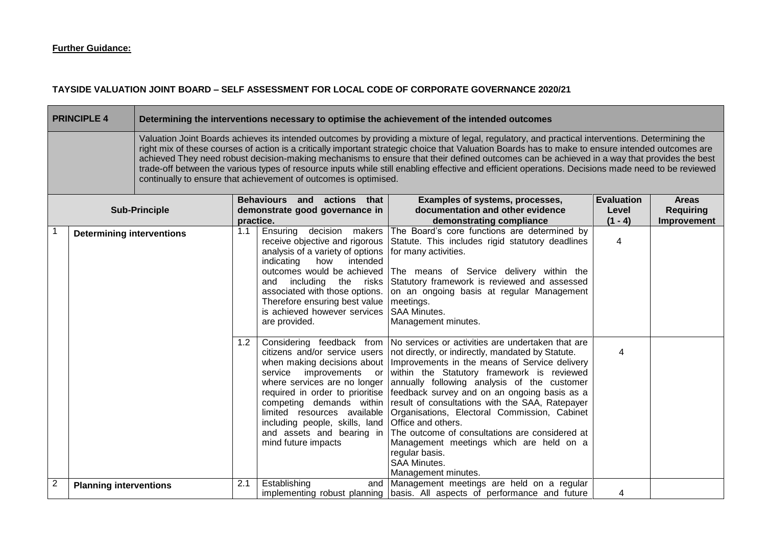**Further Guidance:**

**TAYSIDE VALUATION JOINT BOARD – SELF ASSESSMENT FOR LOCAL CODE OF CORPORATE GOVERNANCE 2020/21**

| **PRINCIPLE 4** | **Determining the interventions necessary to optimise the achievement of the intended outcomes** | | | | | |
|---|---|---|---|---|---|---|
| | Valuation Joint Boards achieves its intended outcomes by providing a mixture of legal, regulatory, and practical interventions. Determining the right mix of these courses of action is a critically important strategic choice that Valuation Boards has to make to ensure intended outcomes are achieved They need robust decision-making mechanisms to ensure that their defined outcomes can be achieved in a way that provides the best trade-off between the various types of resource inputs while still enabling effective and efficient operations. Decisions made need to be reviewed continually to ensure that achievement of outcomes is optimised. | | | | | |
| **Sub-Principle** | | **Behaviours and actions that demonstrate good governance in practice.** | | **Examples of systems, processes, documentation and other evidence demonstrating compliance** | **Evaluation Level (1 - 4)** | **Areas Requiring Improvement** |
| 1 | **Determining interventions** | 1.1 | Ensuring decision makers receive objective and rigorous analysis of a variety of options indicating how intended outcomes would be achieved and including the risks associated with those options. Therefore ensuring best value is achieved however services are provided. | The Board's core functions are determined by Statute. This includes rigid statutory deadlines for many activities.<br><br>The means of Service delivery within the Statutory framework is reviewed and assessed on an ongoing basis at regular Management meetings.<br>SAA Minutes.<br>Management minutes. | 4 | |
| | | 1.2 | Considering feedback from citizens and/or service users when making decisions about service improvements or where services are no longer required in order to prioritise competing demands within limited resources available including people, skills, land and assets and bearing in mind future impacts | No services or activities are undertaken that are not directly, or indirectly, mandated by Statute.<br>Improvements in the means of Service delivery within the Statutory framework is reviewed annually following analysis of the customer feedback survey and on an ongoing basis as a result of consultations with the SAA, Ratepayer Organisations, Electoral Commission, Cabinet Office and others.<br>The outcome of consultations are considered at Management meetings which are held on a regular basis.<br>SAA Minutes.<br>Management minutes. | 4 | |
| 2 | **Planning interventions** | 2.1 | Establishing and implementing robust planning | Management meetings are held on a regular basis. All aspects of performance and future | 4 | |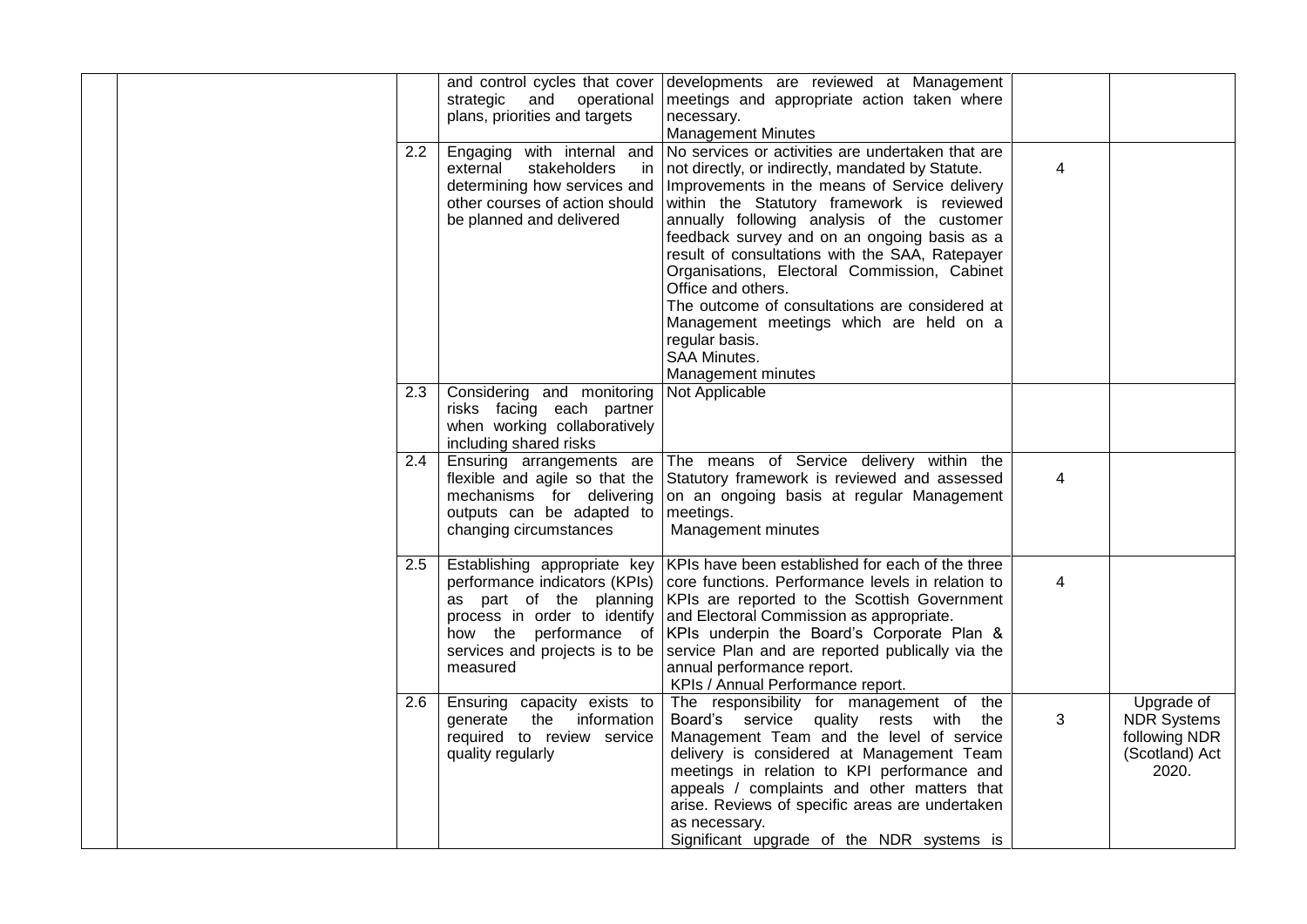| | | | | | | |
|---|---|---|---|---|---|---|
| | | | and control cycles that cover strategic and operational plans, priorities and targets | developments are reviewed at Management meetings and appropriate action taken where necessary.<br>Management Minutes | | |
| | | 2.2 | Engaging with internal and external stakeholders in determining how services and other courses of action should be planned and delivered | No services or activities are undertaken that are not directly, or indirectly, mandated by Statute. Improvements in the means of Service delivery within the Statutory framework is reviewed annually following analysis of the customer feedback survey and on an ongoing basis as a result of consultations with the SAA, Ratepayer Organisations, Electoral Commission, Cabinet Office and others.<br>The outcome of consultations are considered at Management meetings which are held on a regular basis.<br>SAA Minutes.<br>Management minutes | 4 | |
| | | 2.3 | Considering and monitoring risks facing each partner when working collaboratively including shared risks | Not Applicable | | |
| | | 2.4 | Ensuring arrangements are flexible and agile so that the mechanisms for delivering outputs can be adapted to changing circumstances | The means of Service delivery within the Statutory framework is reviewed and assessed on an ongoing basis at regular Management meetings.<br>Management minutes | 4 | |
| | | 2.5 | Establishing appropriate key performance indicators (KPIs) as part of the planning process in order to identify how the performance of services and projects is to be measured | KPIs have been established for each of the three core functions. Performance levels in relation to KPIs are reported to the Scottish Government and Electoral Commission as appropriate.<br>KPIs underpin the Board's Corporate Plan & service Plan and are reported publically via the annual performance report.<br>KPIs / Annual Performance report. | 4 | |
| | | 2.6 | Ensuring capacity exists to generate the information required to review service quality regularly | The responsibility for management of the Board's service quality rests with the Management Team and the level of service delivery is considered at Management Team meetings in relation to KPI performance and appeals / complaints and other matters that arise. Reviews of specific areas are undertaken as necessary.<br>Significant upgrade of the NDR systems is | 3 | Upgrade of NDR Systems following NDR (Scotland) Act 2020. |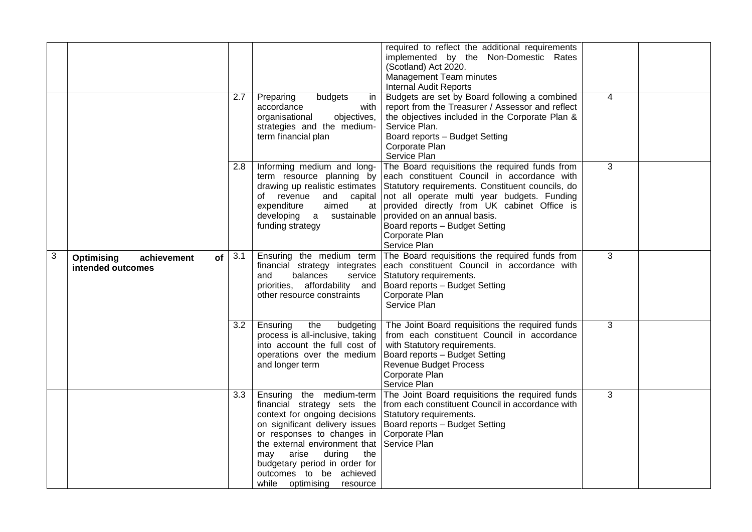| | | | | | | |
|---|---|---|---|---|---|---|
| | | | | required to reflect the additional requirements implemented by the Non-Domestic Rates (Scotland) Act 2020. Management Team minutes Internal Audit Reports | | |
| | | 2.7 | Preparing budgets in accordance with organisational objectives, strategies and the medium-term financial plan | Budgets are set by Board following a combined report from the Treasurer / Assessor and reflect the objectives included in the Corporate Plan & Service Plan. Board reports – Budget Setting Corporate Plan Service Plan | 4 | |
| | | 2.8 | Informing medium and long-term resource planning by drawing up realistic estimates of revenue and capital expenditure aimed at developing a sustainable funding strategy | The Board requisitions the required funds from each constituent Council in accordance with Statutory requirements. Constituent councils, do not all operate multi year budgets. Funding provided directly from UK cabinet Office is provided on an annual basis. Board reports – Budget Setting Corporate Plan Service Plan | 3 | |
| 3 | **Optimising achievement of intended outcomes** | 3.1 | Ensuring the medium term financial strategy integrates and balances service priorities, affordability and other resource constraints | The Board requisitions the required funds from each constituent Council in accordance with Statutory requirements. Board reports – Budget Setting Corporate Plan Service Plan | 3 | |
| | | 3.2 | Ensuring the budgeting process is all-inclusive, taking into account the full cost of operations over the medium and longer term | The Joint Board requisitions the required funds from each constituent Council in accordance with Statutory requirements. Board reports – Budget Setting Revenue Budget Process Corporate Plan Service Plan | 3 | |
| | | 3.3 | Ensuring the medium-term financial strategy sets the context for ongoing decisions on significant delivery issues or responses to changes in the external environment that may arise during the budgetary period in order for outcomes to be achieved while optimising resource | The Joint Board requisitions the required funds from each constituent Council in accordance with Statutory requirements. Board reports – Budget Setting Corporate Plan Service Plan | 3 | |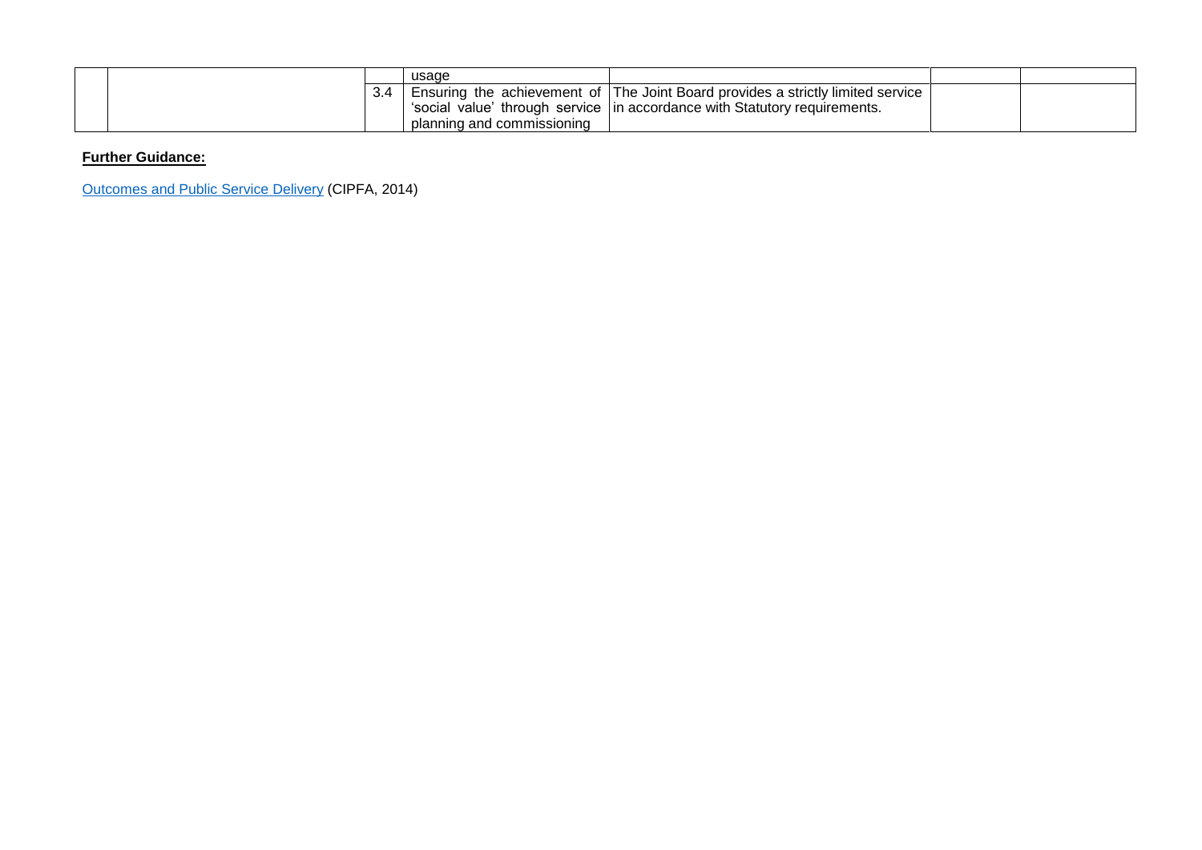|  |  |  | usage |  |  |  |
|---|---|---|---|---|---|---|
|  |  | 3.4 | Ensuring the achievement of 'social value' through service planning and commissioning | The Joint Board provides a strictly limited service in accordance with Statutory requirements. |  |  |

**Further Guidance:**

[Outcomes and Public Service Delivery](Outcomes and Public Service Delivery) (CIPFA, 2014)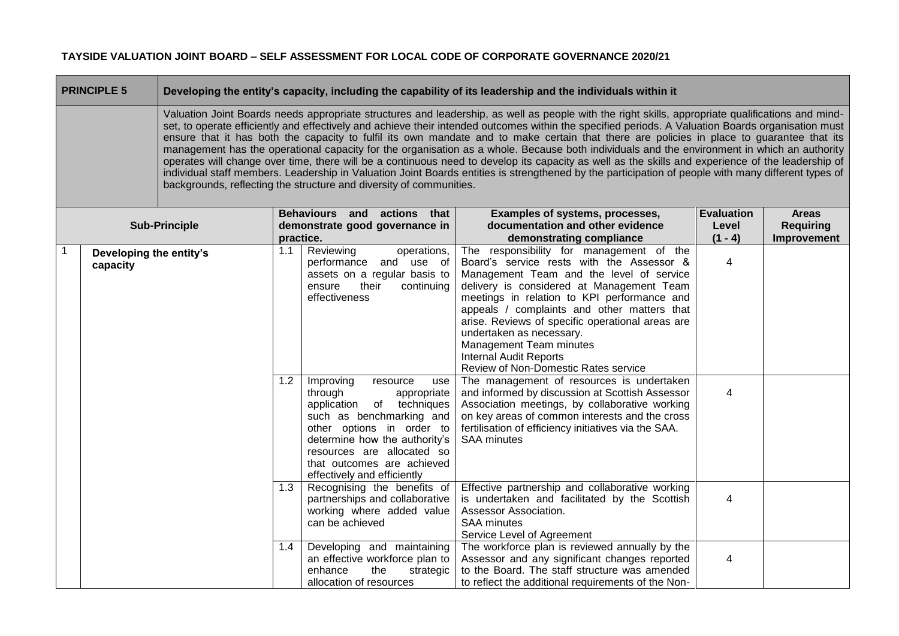**TAYSIDE VALUATION JOINT BOARD – SELF ASSESSMENT FOR LOCAL CODE OF CORPORATE GOVERNANCE 2020/21**

| **PRINCIPLE 5** | **Developing the entity's capacity, including the capability of its leadership and the individuals within it** |
|---|---|
| | Valuation Joint Boards needs appropriate structures and leadership, as well as people with the right skills, appropriate qualifications and mind-set, to operate efficiently and effectively and achieve their intended outcomes within the specified periods. A Valuation Boards organisation must ensure that it has both the capacity to fulfil its own mandate and to make certain that there are policies in place to guarantee that its management has the operational capacity for the organisation as a whole. Because both individuals and the environment in which an authority operates will change over time, there will be a continuous need to develop its capacity as well as the skills and experience of the leadership of individual staff members. Leadership in Valuation Joint Boards entities is strengthened by the participation of people with many different types of backgrounds, reflecting the structure and diversity of communities. |

| | **Sub-Principle** | | **Behaviours and actions that demonstrate good governance in practice.** | **Examples of systems, processes, documentation and other evidence demonstrating compliance** | **Evaluation Level (1 - 4)** | **Areas Requiring Improvement** |
|---|---|---|---|---|---|---|
| 1 | **Developing the entity's capacity** | 1.1 | Reviewing operations, performance and use of assets on a regular basis to ensure their continuing effectiveness | The responsibility for management of the Board's service rests with the Assessor & Management Team and the level of service delivery is considered at Management Team meetings in relation to KPI performance and appeals / complaints and other matters that arise. Reviews of specific operational areas are undertaken as necessary.<br>Management Team minutes<br>Internal Audit Reports<br>Review of Non-Domestic Rates service | 4 | |
| | | 1.2 | Improving resource use through appropriate application of techniques such as benchmarking and other options in order to determine how the authority's resources are allocated so that outcomes are achieved effectively and efficiently | The management of resources is undertaken and informed by discussion at Scottish Assessor Association meetings, by collaborative working on key areas of common interests and the cross fertilisation of efficiency initiatives via the SAA.<br>SAA minutes | 4 | |
| | | 1.3 | Recognising the benefits of partnerships and collaborative working where added value can be achieved | Effective partnership and collaborative working is undertaken and facilitated by the Scottish Assessor Association.<br>SAA minutes<br>Service Level of Agreement | 4 | |
| | | 1.4 | Developing and maintaining an effective workforce plan to enhance the strategic allocation of resources | The workforce plan is reviewed annually by the Assessor and any significant changes reported to the Board. The staff structure was amended to reflect the additional requirements of the Non- | 4 | |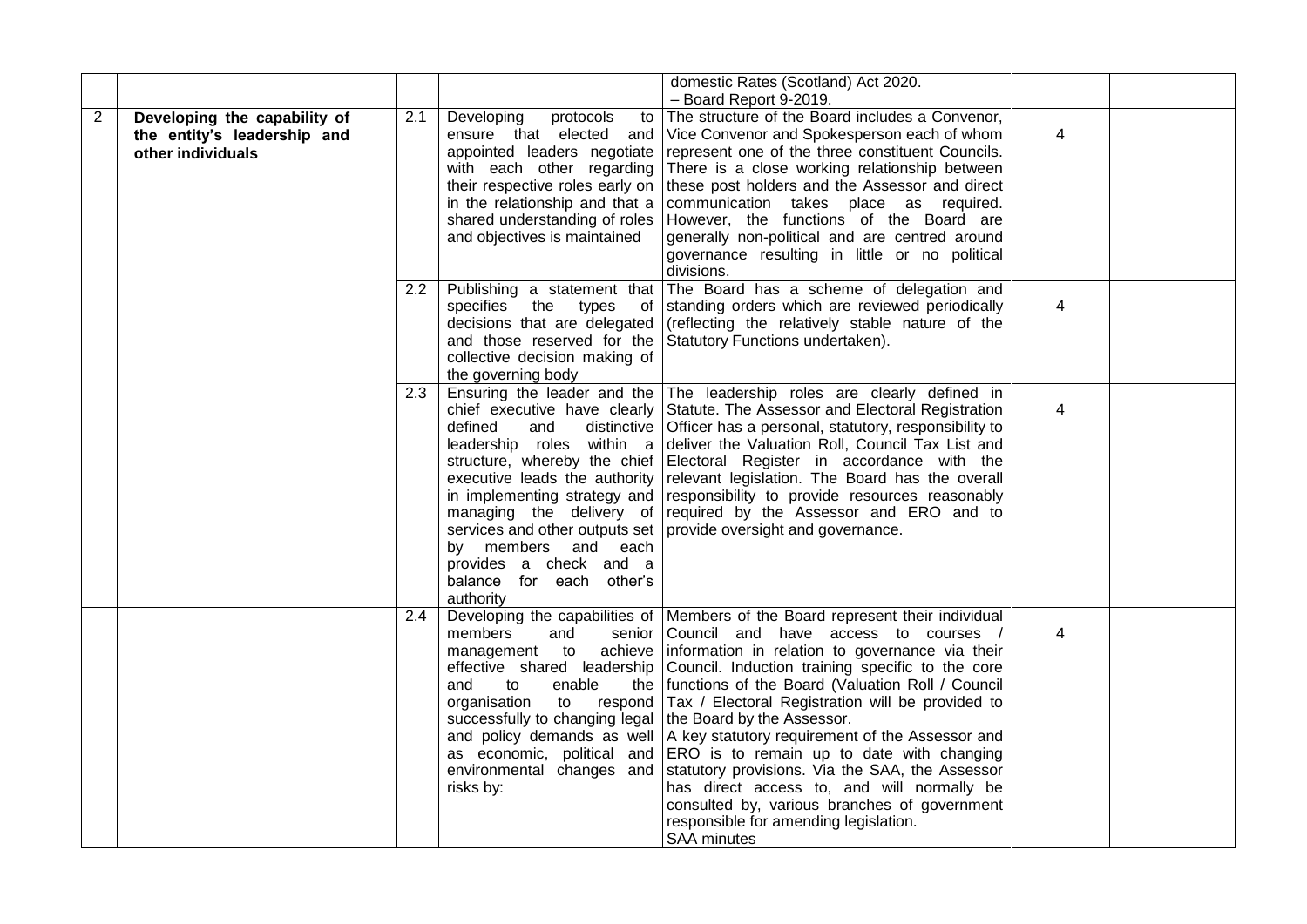| | | | | | | |
|---|---|---|---|---|---|---|
| | | | | domestic Rates (Scotland) Act 2020. – Board Report 9-2019. | | |
| 2 | **Developing the capability of the entity's leadership and other individuals** | 2.1 | Developing protocols to ensure that elected and appointed leaders negotiate with each other regarding their respective roles early on in the relationship and that a shared understanding of roles and objectives is maintained | The structure of the Board includes a Convenor, Vice Convenor and Spokesperson each of whom represent one of the three constituent Councils. There is a close working relationship between these post holders and the Assessor and direct communication takes place as required. However, the functions of the Board are generally non-political and are centred around governance resulting in little or no political divisions. | 4 | |
| | | 2.2 | Publishing a statement that specifies the types of decisions that are delegated and those reserved for the collective decision making of the governing body | The Board has a scheme of delegation and standing orders which are reviewed periodically (reflecting the relatively stable nature of the Statutory Functions undertaken). | 4 | |
| | | 2.3 | Ensuring the leader and the chief executive have clearly defined and distinctive leadership roles within a structure, whereby the chief executive leads the authority in implementing strategy and managing the delivery of services and other outputs set by members and each provides a check and a balance for each other's authority | The leadership roles are clearly defined in Statute. The Assessor and Electoral Registration Officer has a personal, statutory, responsibility to deliver the Valuation Roll, Council Tax List and Electoral Register in accordance with the relevant legislation. The Board has the overall responsibility to provide resources reasonably required by the Assessor and ERO and to provide oversight and governance. | 4 | |
| | | 2.4 | Developing the capabilities of members and senior management to achieve effective shared leadership and to enable the organisation to respond successfully to changing legal and policy demands as well as economic, political and environmental changes and risks by: | Members of the Board represent their individual Council and have access to courses / information in relation to governance via their Council. Induction training specific to the core functions of the Board (Valuation Roll / Council Tax / Electoral Registration will be provided to the Board by the Assessor.<br>A key statutory requirement of the Assessor and ERO is to remain up to date with changing statutory provisions. Via the SAA, the Assessor has direct access to, and will normally be consulted by, various branches of government responsible for amending legislation.<br>SAA minutes | 4 | |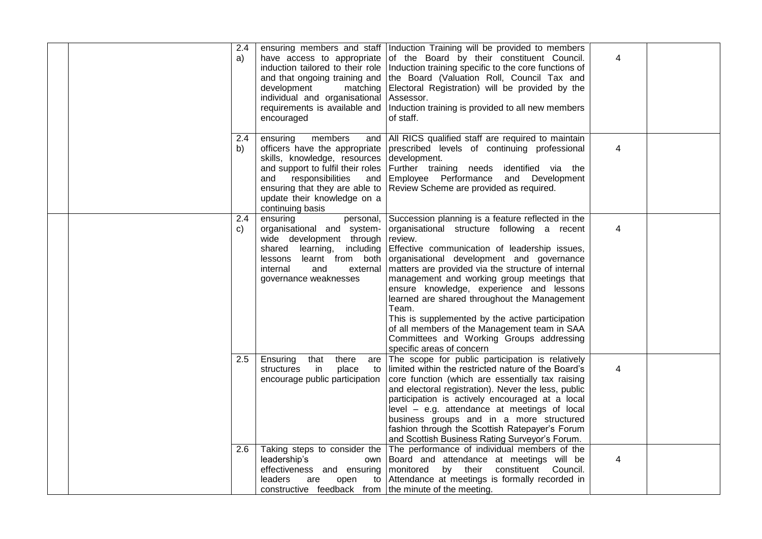| | | | | | |
|---|---|---|---|---|---|
| | | 2.4 a) | ensuring members and staff have access to appropriate induction tailored to their role and that ongoing training and development matching individual and organisational requirements is available and encouraged | Induction Training will be provided to members of the Board by their constituent Council. Induction training specific to the core functions of the Board (Valuation Roll, Council Tax and Electoral Registration) will be provided by the Assessor. Induction training is provided to all new members of staff. | 4 | |
| | | 2.4 b) | ensuring members and officers have the appropriate skills, knowledge, resources and support to fulfil their roles and responsibilities and ensuring that they are able to update their knowledge on a continuing basis | All RICS qualified staff are required to maintain prescribed levels of continuing professional development. Further training needs identified via the Employee Performance and Development Review Scheme are provided as required. | 4 | |
| | | 2.4 c) | ensuring personal, organisational and system-wide development through shared learning, including lessons learnt from both internal and external governance weaknesses | Succession planning is a feature reflected in the organisational structure following a recent review. Effective communication of leadership issues, organisational development and governance matters are provided via the structure of internal management and working group meetings that ensure knowledge, experience and lessons learned are shared throughout the Management Team. This is supplemented by the active participation of all members of the Management team in SAA Committees and Working Groups addressing specific areas of concern | 4 | |
| | | 2.5 | Ensuring that there are structures in place to encourage public participation | The scope for public participation is relatively limited within the restricted nature of the Board's core function (which are essentially tax raising and electoral registration). Never the less, public participation is actively encouraged at a local level – e.g. attendance at meetings of local business groups and in a more structured fashion through the Scottish Ratepayer's Forum and Scottish Business Rating Surveyor's Forum. | 4 | |
| | | 2.6 | Taking steps to consider the leadership's own effectiveness and ensuring leaders are open to constructive feedback from | The performance of individual members of the Board and attendance at meetings will be monitored by their constituent Council. Attendance at meetings is formally recorded in the minute of the meeting. | 4 | |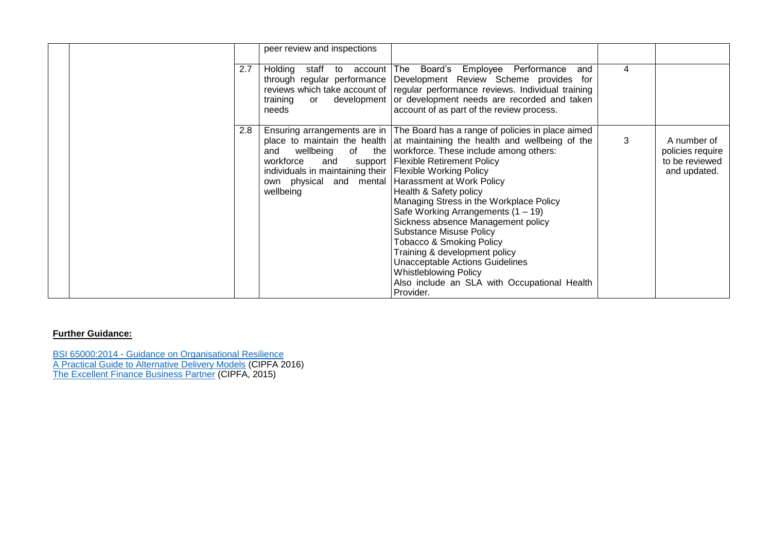|  |  |  |  |  |  |  |
|---|---|---|---|---|---|---|
|  |  |  | peer review and inspections |  |  |  |
|  |  | 2.7 | Holding staff to account through regular performance reviews which take account of training or development needs | The Board's Employee Performance and Development Review Scheme provides for regular performance reviews. Individual training or development needs are recorded and taken account of as part of the review process. | 4 |  |
|  |  | 2.8 | Ensuring arrangements are in place to maintain the health and wellbeing of the workforce and support individuals in maintaining their own physical and mental wellbeing | The Board has a range of policies in place aimed at maintaining the health and wellbeing of the workforce. These include among others:<br>Flexible Retirement Policy<br>Flexible Working Policy<br>Harassment at Work Policy<br>Health & Safety policy<br>Managing Stress in the Workplace Policy<br>Safe Working Arrangements (1 – 19)<br>Sickness absence Management policy<br>Substance Misuse Policy<br>Tobacco & Smoking Policy<br>Training & development policy<br>Unacceptable Actions Guidelines<br>Whistleblowing Policy<br>Also include an SLA with Occupational Health Provider. | 3 | A number of policies require to be reviewed and updated. |

**Further Guidance:**

BSI 65000:2014 - Guidance on Organisational Resilience
A Practical Guide to Alternative Delivery Models (CIPFA 2016)
The Excellent Finance Business Partner (CIPFA, 2015)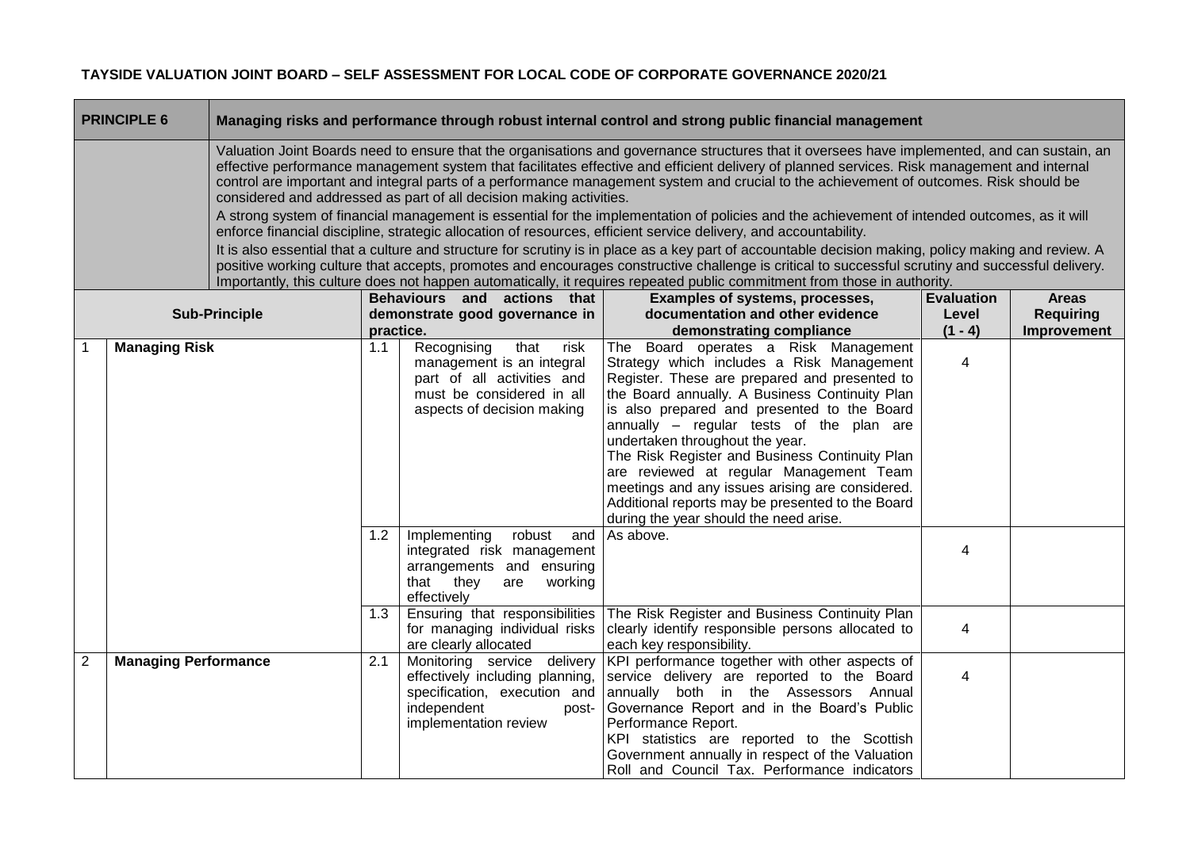**TAYSIDE VALUATION JOINT BOARD – SELF ASSESSMENT FOR LOCAL CODE OF CORPORATE GOVERNANCE 2020/21**

| **PRINCIPLE 6** | **Managing risks and performance through robust internal control and strong public financial management** |
|---|---|
| | Valuation Joint Boards need to ensure that the organisations and governance structures that it oversees have implemented, and can sustain, an effective performance management system that facilitates effective and efficient delivery of planned services. Risk management and internal control are important and integral parts of a performance management system and crucial to the achievement of outcomes. Risk should be considered and addressed as part of all decision making activities.<br>A strong system of financial management is essential for the implementation of policies and the achievement of intended outcomes, as it will enforce financial discipline, strategic allocation of resources, efficient service delivery, and accountability.<br>It is also essential that a culture and structure for scrutiny is in place as a key part of accountable decision making, policy making and review. A positive working culture that accepts, promotes and encourages constructive challenge is critical to successful scrutiny and successful delivery. Importantly, this culture does not happen automatically, it requires repeated public commitment from those in authority. |

| | **Sub-Principle** | | **Behaviours and actions that demonstrate good governance in practice.** | **Examples of systems, processes, documentation and other evidence demonstrating compliance** | **Evaluation Level (1 - 4)** | **Areas Requiring Improvement** |
|---|---|---|---|---|---|---|
| 1 | **Managing Risk** | 1.1 | Recognising that risk management is an integral part of all activities and must be considered in all aspects of decision making | The Board operates a Risk Management Strategy which includes a Risk Management Register. These are prepared and presented to the Board annually. A Business Continuity Plan is also prepared and presented to the Board annually – regular tests of the plan are undertaken throughout the year.<br>The Risk Register and Business Continuity Plan are reviewed at regular Management Team meetings and any issues arising are considered. Additional reports may be presented to the Board during the year should the need arise. | 4 | |
| | | 1.2 | Implementing robust and integrated risk management arrangements and ensuring that they are working effectively | As above. | 4 | |
| | | 1.3 | Ensuring that responsibilities for managing individual risks are clearly allocated | The Risk Register and Business Continuity Plan clearly identify responsible persons allocated to each key responsibility. | 4 | |
| 2 | **Managing Performance** | 2.1 | Monitoring service delivery effectively including planning, specification, execution and independent post-implementation review | KPI performance together with other aspects of service delivery are reported to the Board annually both in the Assessors Annual Governance Report and in the Board's Public Performance Report.<br>KPI statistics are reported to the Scottish Government annually in respect of the Valuation Roll and Council Tax. Performance indicators | 4 | |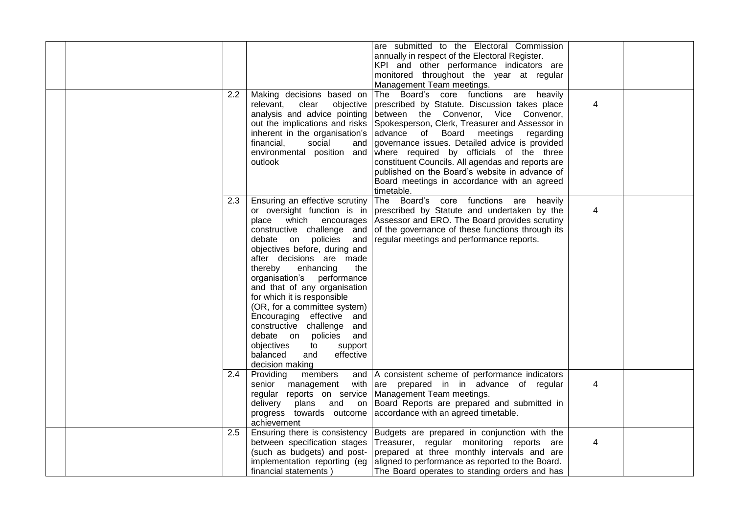|  |  |  |  | are submitted to the Electoral Commission annually in respect of the Electoral Register. KPI and other performance indicators are monitored throughout the year at regular Management Team meetings. |  |  |
|---|---|---|---|---|---|---|
|  |  | 2.2 | Making decisions based on relevant, clear objective analysis and advice pointing out the implications and risks inherent in the organisation's financial, social and environmental position and outlook | The Board's core functions are heavily prescribed by Statute. Discussion takes place between the Convenor, Vice Convenor, Spokesperson, Clerk, Treasurer and Assessor in advance of Board meetings regarding governance issues. Detailed advice is provided where required by officials of the three constituent Councils. All agendas and reports are published on the Board's website in advance of Board meetings in accordance with an agreed timetable. | 4 |  |
|  |  | 2.3 | Ensuring an effective scrutiny or oversight function is in place which encourages constructive challenge and debate on policies and objectives before, during and after decisions are made thereby enhancing the organisation's performance and that of any organisation for which it is responsible (OR, for a committee system) Encouraging effective and constructive challenge and debate on policies and objectives to support balanced and effective decision making | The Board's core functions are heavily prescribed by Statute and undertaken by the Assessor and ERO. The Board provides scrutiny of the governance of these functions through its regular meetings and performance reports. | 4 |  |
|  |  | 2.4 | Providing members and senior management with regular reports on service delivery plans and on progress towards outcome achievement | A consistent scheme of performance indicators are prepared in in advance of regular Management Team meetings. Board Reports are prepared and submitted in accordance with an agreed timetable. | 4 |  |
|  |  | 2.5 | Ensuring there is consistency between specification stages (such as budgets) and post-implementation reporting (eg financial statements ) | Budgets are prepared in conjunction with the Treasurer, regular monitoring reports are prepared at three monthly intervals and are aligned to performance as reported to the Board. The Board operates to standing orders and has | 4 |  |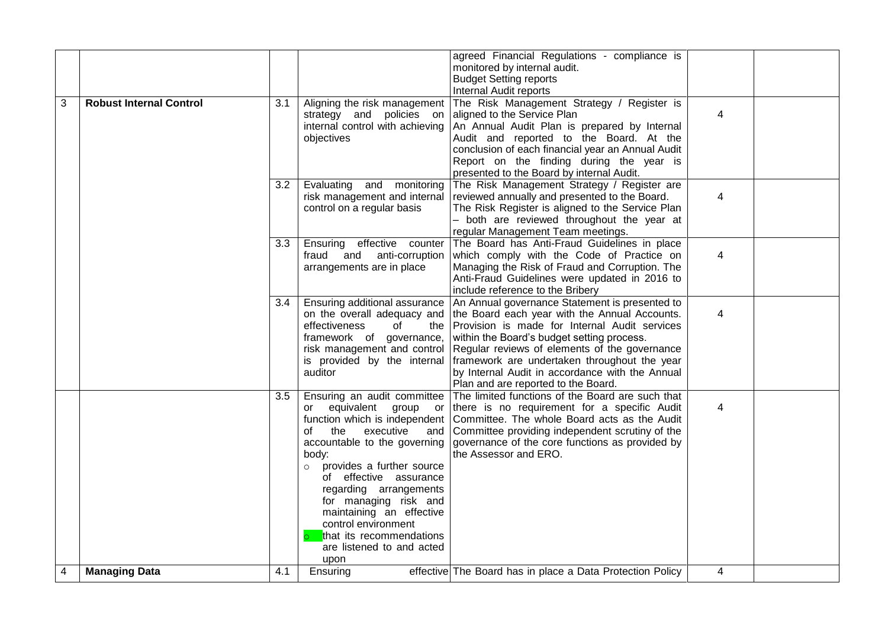| | | | | | | |
|---|---|---|---|---|---|---|
| | | | | agreed Financial Regulations - compliance is monitored by internal audit.<br>Budget Setting reports<br>Internal Audit reports | | |
| 3 | **Robust Internal Control** | 3.1 | Aligning the risk management strategy and policies on internal control with achieving objectives | The Risk Management Strategy / Register is aligned to the Service Plan<br>An Annual Audit Plan is prepared by Internal Audit and reported to the Board. At the conclusion of each financial year an Annual Audit Report on the finding during the year is presented to the Board by internal Audit. | 4 | |
| | | 3.2 | Evaluating and monitoring risk management and internal control on a regular basis | The Risk Management Strategy / Register are reviewed annually and presented to the Board.<br>The Risk Register is aligned to the Service Plan – both are reviewed throughout the year at regular Management Team meetings. | 4 | |
| | | 3.3 | Ensuring effective counter fraud and anti-corruption arrangements are in place | The Board has Anti-Fraud Guidelines in place which comply with the Code of Practice on Managing the Risk of Fraud and Corruption. The Anti-Fraud Guidelines were updated in 2016 to include reference to the Bribery | 4 | |
| | | 3.4 | Ensuring additional assurance on the overall adequacy and effectiveness of the framework of governance, risk management and control is provided by the internal auditor | An Annual governance Statement is presented to the Board each year with the Annual Accounts.<br>Provision is made for Internal Audit services within the Board's budget setting process.<br>Regular reviews of elements of the governance framework are undertaken throughout the year by Internal Audit in accordance with the Annual Plan and are reported to the Board. | 4 | |
| | | 3.5 | Ensuring an audit committee or equivalent group or function which is independent of the executive and accountable to the governing body:<br>○ provides a further source of effective assurance regarding arrangements for managing risk and maintaining an effective control environment<br>○ that its recommendations are listened to and acted upon | The limited functions of the Board are such that there is no requirement for a specific Audit Committee. The whole Board acts as the Audit Committee providing independent scrutiny of the governance of the core functions as provided by the Assessor and ERO. | 4 | |
| 4 | **Managing Data** | 4.1 | Ensuring effective | The Board has in place a Data Protection Policy | 4 | |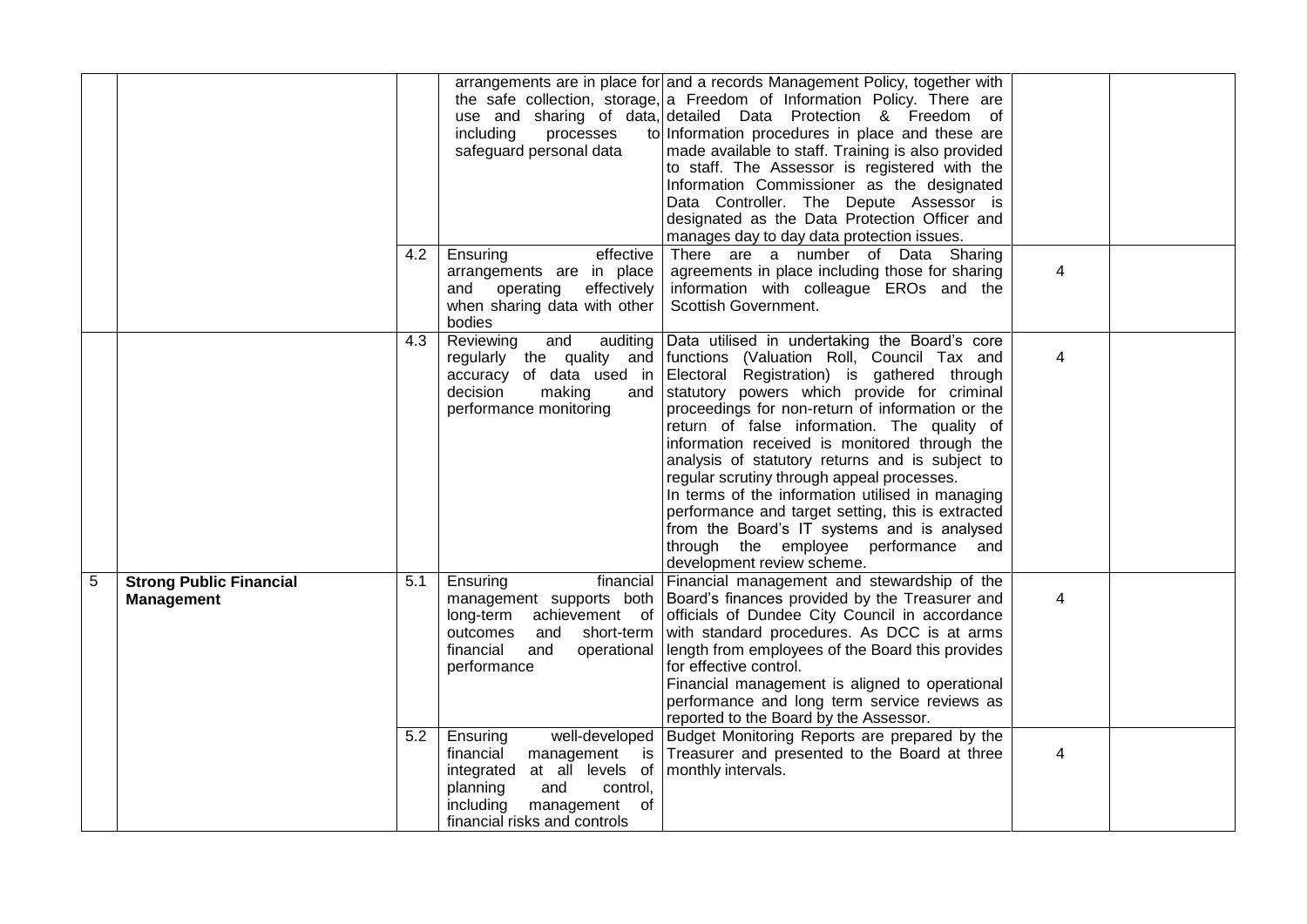| | | | | | | |
|---|---|---|---|---|---|---|
| | | | arrangements are in place for the safe collection, storage, use and sharing of data, including processes to safeguard personal data | and a records Management Policy, together with a Freedom of Information Policy. There are detailed Data Protection & Freedom of Information procedures in place and these are made available to staff. Training is also provided to staff. The Assessor is registered with the Information Commissioner as the designated Data Controller. The Depute Assessor is designated as the Data Protection Officer and manages day to day data protection issues. | | |
| | | 4.2 | Ensuring effective arrangements are in place and operating effectively when sharing data with other bodies | There are a number of Data Sharing agreements in place including those for sharing information with colleague EROs and the Scottish Government. | 4 | |
| | | 4.3 | Reviewing and auditing regularly the quality and accuracy of data used in decision making and performance monitoring | Data utilised in undertaking the Board's core functions (Valuation Roll, Council Tax and Electoral Registration) is gathered through statutory powers which provide for criminal proceedings for non-return of information or the return of false information. The quality of information received is monitored through the analysis of statutory returns and is subject to regular scrutiny through appeal processes.<br>In terms of the information utilised in managing performance and target setting, this is extracted from the Board's IT systems and is analysed through the employee performance and development review scheme. | 4 | |
| 5 | **Strong Public Financial Management** | 5.1 | Ensuring financial management supports both long-term achievement of outcomes and short-term financial and operational performance | Financial management and stewardship of the Board's finances provided by the Treasurer and officials of Dundee City Council in accordance with standard procedures. As DCC is at arms length from employees of the Board this provides for effective control.<br>Financial management is aligned to operational performance and long term service reviews as reported to the Board by the Assessor. | 4 | |
| | | 5.2 | Ensuring well-developed financial management is integrated at all levels of planning and control, including management of financial risks and controls | Budget Monitoring Reports are prepared by the Treasurer and presented to the Board at three monthly intervals. | 4 | |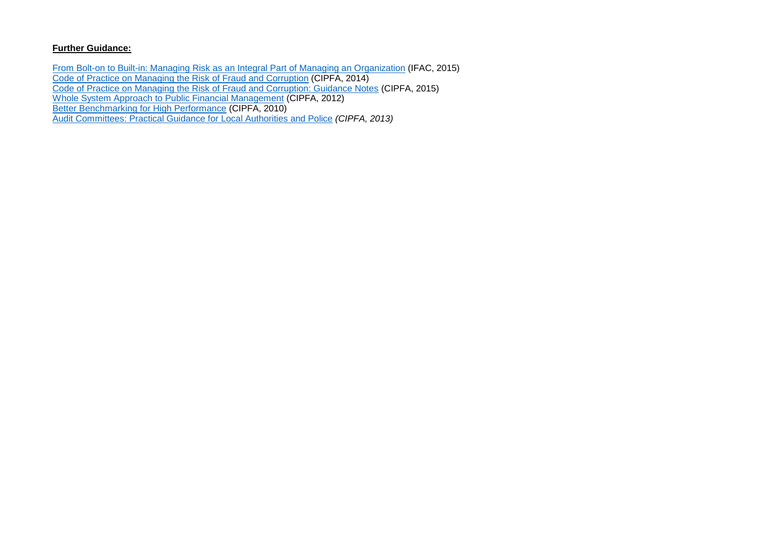**Further Guidance:**

From Bolt-on to Built-in: Managing Risk as an Integral Part of Managing an Organization (IFAC, 2015)
Code of Practice on Managing the Risk of Fraud and Corruption (CIPFA, 2014)
Code of Practice on Managing the Risk of Fraud and Corruption: Guidance Notes (CIPFA, 2015)
Whole System Approach to Public Financial Management (CIPFA, 2012)
Better Benchmarking for High Performance (CIPFA, 2010)
Audit Committees: Practical Guidance for Local Authorities and Police *(CIPFA, 2013)*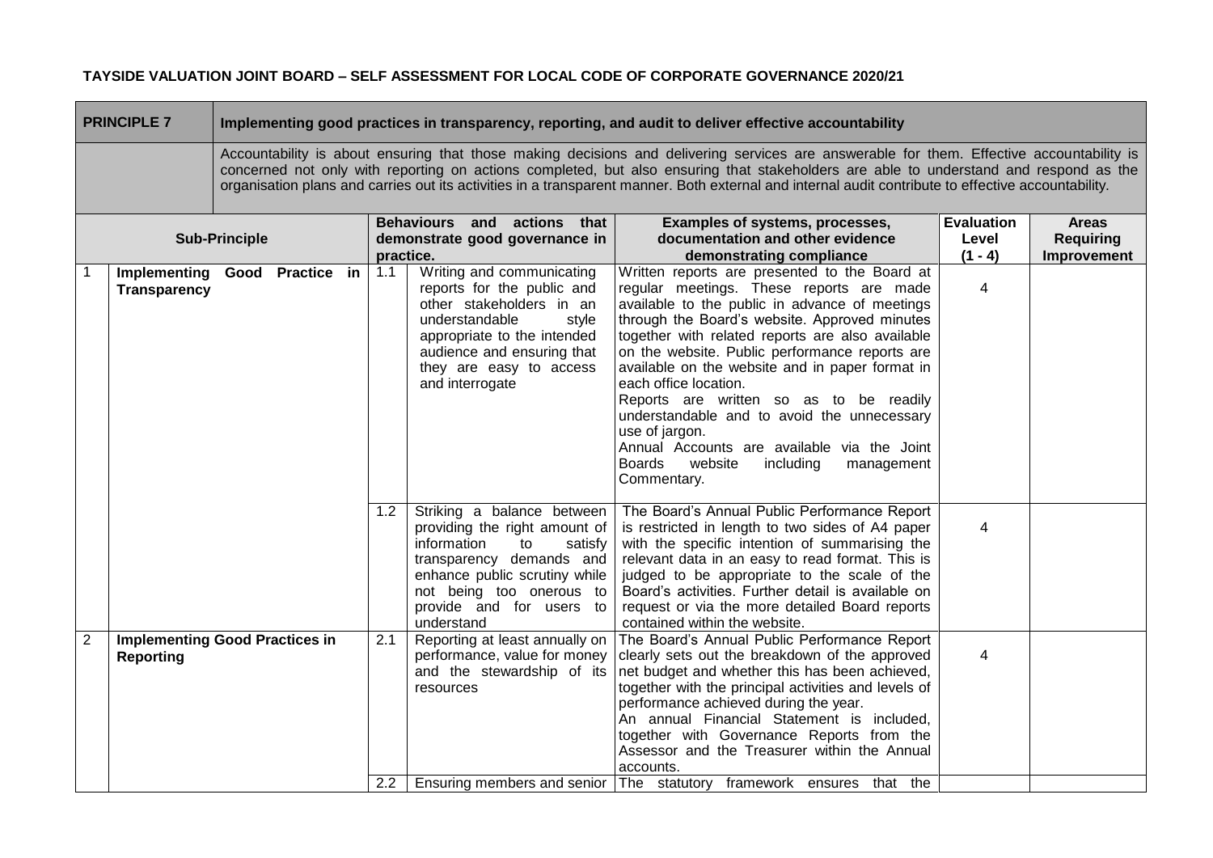**TAYSIDE VALUATION JOINT BOARD – SELF ASSESSMENT FOR LOCAL CODE OF CORPORATE GOVERNANCE 2020/21**

| **PRINCIPLE 7** | **Implementing good practices in transparency, reporting, and audit to deliver effective accountability** |
|---|---|
| | Accountability is about ensuring that those making decisions and delivering services are answerable for them. Effective accountability is concerned not only with reporting on actions completed, but also ensuring that stakeholders are able to understand and respond as the organisation plans and carries out its activities in a transparent manner. Both external and internal audit contribute to effective accountability. |

| | **Sub-Principle** | | **Behaviours and actions that demonstrate good governance in practice.** | **Examples of systems, processes, documentation and other evidence demonstrating compliance** | **Evaluation Level (1 - 4)** | **Areas Requiring Improvement** |
|---|---|---|---|---|---|---|
| 1 | **Implementing Good Practice in Transparency** | 1.1 | Writing and communicating reports for the public and other stakeholders in an understandable style appropriate to the intended audience and ensuring that they are easy to access and interrogate | Written reports are presented to the Board at regular meetings. These reports are made available to the public in advance of meetings through the Board's website. Approved minutes together with related reports are also available on the website. Public performance reports are available on the website and in paper format in each office location.<br>Reports are written so as to be readily understandable and to avoid the unnecessary use of jargon.<br>Annual Accounts are available via the Joint Boards website including management Commentary. | 4 | |
| | | 1.2 | Striking a balance between providing the right amount of information to satisfy transparency demands and enhance public scrutiny while not being too onerous to provide and for users to understand | The Board's Annual Public Performance Report is restricted in length to two sides of A4 paper with the specific intention of summarising the relevant data in an easy to read format. This is judged to be appropriate to the scale of the Board's activities. Further detail is available on request or via the more detailed Board reports contained within the website. | 4 | |
| 2 | **Implementing Good Practices in Reporting** | 2.1 | Reporting at least annually on performance, value for money and the stewardship of its resources | The Board's Annual Public Performance Report clearly sets out the breakdown of the approved net budget and whether this has been achieved, together with the principal activities and levels of performance achieved during the year.<br>An annual Financial Statement is included, together with Governance Reports from the Assessor and the Treasurer within the Annual accounts. | 4 | |
| | | 2.2 | Ensuring members and senior | The statutory framework ensures that the | | |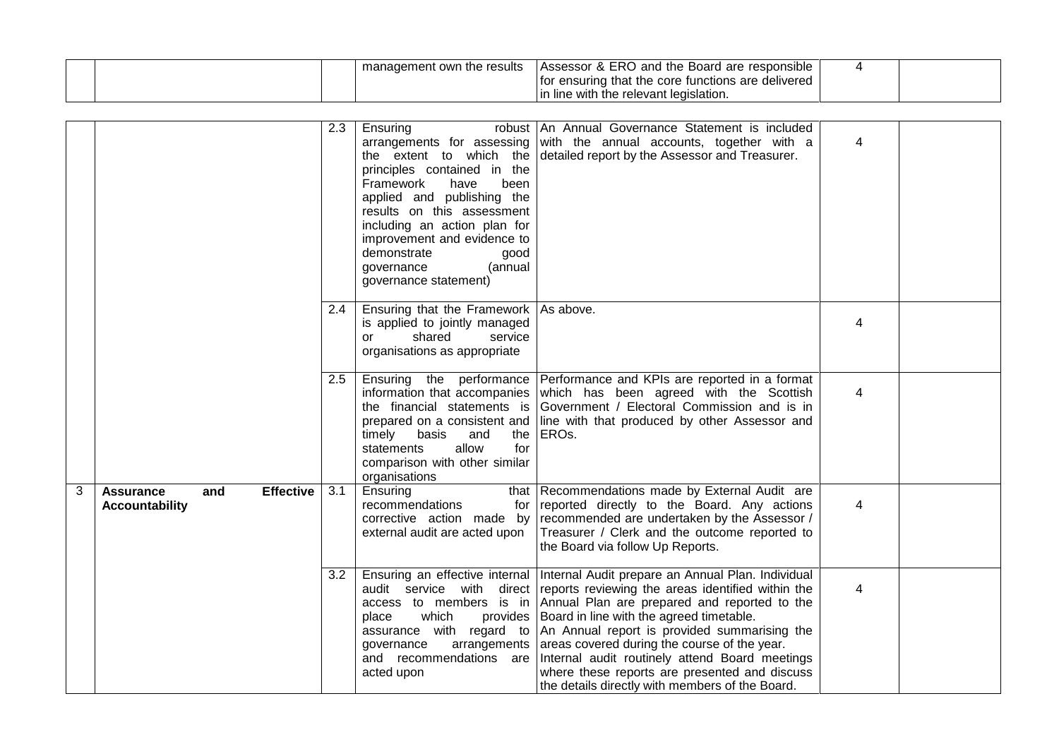| | | | | | | |
|---|---|---|---|---|---|---|
| | | | management own the results | Assessor & ERO and the Board are responsible for ensuring that the core functions are delivered in line with the relevant legislation. | 4 | |
| | | 2.3 | Ensuring robust arrangements for assessing the extent to which the principles contained in the Framework have been applied and publishing the results on this assessment including an action plan for improvement and evidence to demonstrate good governance (annual governance statement) | An Annual Governance Statement is included with the annual accounts, together with a detailed report by the Assessor and Treasurer. | 4 | |
| | | 2.4 | Ensuring that the Framework is applied to jointly managed or shared service organisations as appropriate | As above. | 4 | |
| | | 2.5 | Ensuring the performance information that accompanies the financial statements is prepared on a consistent and timely basis and the statements allow for comparison with other similar organisations | Performance and KPIs are reported in a format which has been agreed with the Scottish Government / Electoral Commission and is in line with that produced by other Assessor and EROs. | 4 | |
| 3 | **Assurance and Effective Accountability** | 3.1 | Ensuring that recommendations for corrective action made by external audit are acted upon | Recommendations made by External Audit are reported directly to the Board. Any actions recommended are undertaken by the Assessor / Treasurer / Clerk and the outcome reported to the Board via follow Up Reports. | 4 | |
| | | 3.2 | Ensuring an effective internal audit service with direct access to members is in place which provides assurance with regard to governance arrangements and recommendations are acted upon | Internal Audit prepare an Annual Plan. Individual reports reviewing the areas identified within the Annual Plan are prepared and reported to the Board in line with the agreed timetable.<br>An Annual report is provided summarising the areas covered during the course of the year.<br>Internal audit routinely attend Board meetings where these reports are presented and discuss the details directly with members of the Board. | 4 | |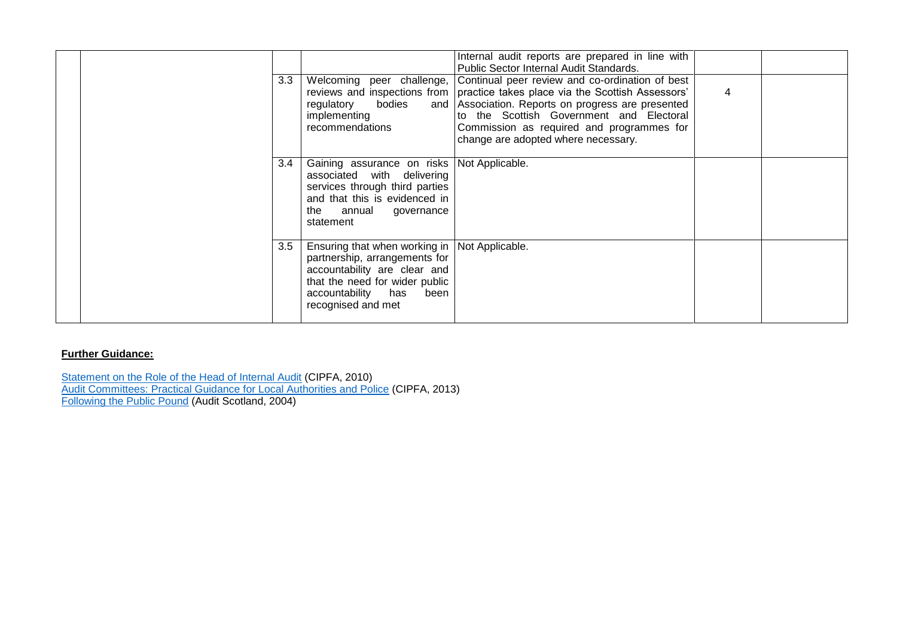| | | | | | | |
|---|---|---|---|---|---|---|
| | | | | Internal audit reports are prepared in line with Public Sector Internal Audit Standards. | | |
| | | 3.3 | Welcoming peer challenge, reviews and inspections from regulatory bodies and implementing recommendations | Continual peer review and co-ordination of best practice takes place via the Scottish Assessors' Association. Reports on progress are presented to the Scottish Government and Electoral Commission as required and programmes for change are adopted where necessary. | 4 | |
| | | 3.4 | Gaining assurance on risks associated with delivering services through third parties and that this is evidenced in the annual governance statement | Not Applicable. | | |
| | | 3.5 | Ensuring that when working in partnership, arrangements for accountability are clear and that the need for wider public accountability has been recognised and met | Not Applicable. | | |

**Further Guidance:**

Statement on the Role of the Head of Internal Audit (CIPFA, 2010)
Audit Committees: Practical Guidance for Local Authorities and Police (CIPFA, 2013)
Following the Public Pound (Audit Scotland, 2004)